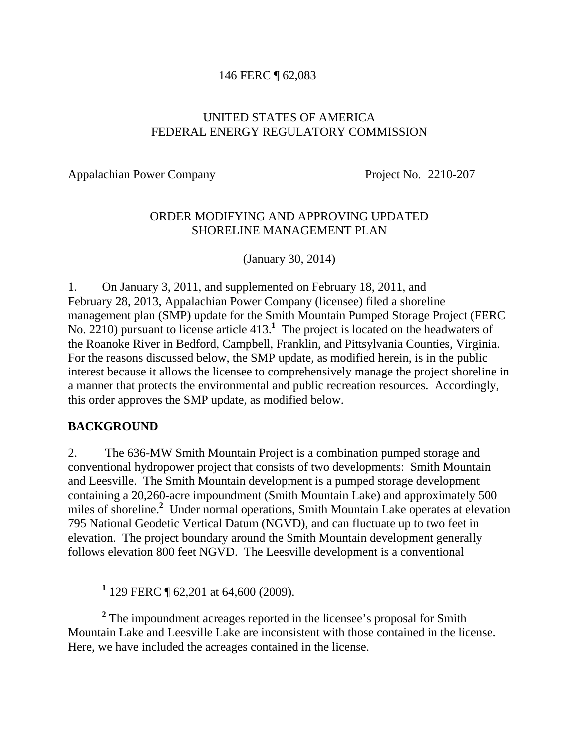146 FERC ¶ 62,083

UNITED STATES OF AMERICA
FEDERAL ENERGY REGULATORY COMMISSION

Appalachian Power Company　　　　　　　　　　Project No. 2210-207

ORDER MODIFYING AND APPROVING UPDATED
SHORELINE MANAGEMENT PLAN

(January 30, 2014)

1. On January 3, 2011, and supplemented on February 18, 2011, and February 28, 2013, Appalachian Power Company (licensee) filed a shoreline management plan (SMP) update for the Smith Mountain Pumped Storage Project (FERC No. 2210) pursuant to license article 413.[1] The project is located on the headwaters of the Roanoke River in Bedford, Campbell, Franklin, and Pittsylvania Counties, Virginia. For the reasons discussed below, the SMP update, as modified herein, is in the public interest because it allows the licensee to comprehensively manage the project shoreline in a manner that protects the environmental and public recreation resources. Accordingly, this order approves the SMP update, as modified below.

## BACKGROUND

2. The 636-MW Smith Mountain Project is a combination pumped storage and conventional hydropower project that consists of two developments: Smith Mountain and Leesville. The Smith Mountain development is a pumped storage development containing a 20,260-acre impoundment (Smith Mountain Lake) and approximately 500 miles of shoreline.[2] Under normal operations, Smith Mountain Lake operates at elevation 795 National Geodetic Vertical Datum (NGVD), and can fluctuate up to two feet in elevation. The project boundary around the Smith Mountain development generally follows elevation 800 feet NGVD. The Leesville development is a conventional

[1] 129 FERC ¶ 62,201 at 64,600 (2009).

[2] The impoundment acreages reported in the licensee's proposal for Smith Mountain Lake and Leesville Lake are inconsistent with those contained in the license. Here, we have included the acreages contained in the license.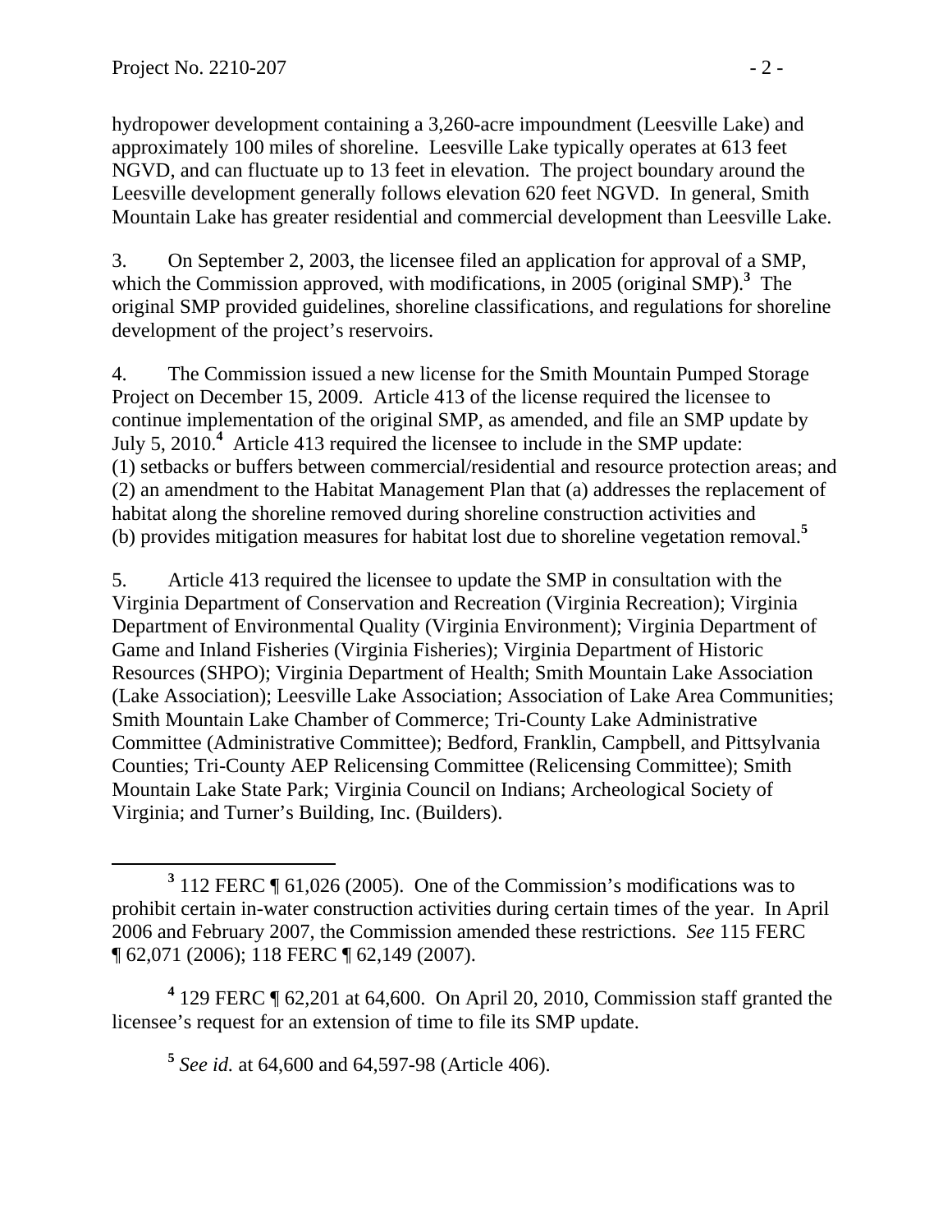hydropower development containing a 3,260-acre impoundment (Leesville Lake) and approximately 100 miles of shoreline. Leesville Lake typically operates at 613 feet NGVD, and can fluctuate up to 13 feet in elevation. The project boundary around the Leesville development generally follows elevation 620 feet NGVD. In general, Smith Mountain Lake has greater residential and commercial development than Leesville Lake.

3. On September 2, 2003, the licensee filed an application for approval of a SMP, which the Commission approved, with modifications, in 2005 (original SMP).[3] The original SMP provided guidelines, shoreline classifications, and regulations for shoreline development of the project's reservoirs.

4. The Commission issued a new license for the Smith Mountain Pumped Storage Project on December 15, 2009. Article 413 of the license required the licensee to continue implementation of the original SMP, as amended, and file an SMP update by July 5, 2010.[4] Article 413 required the licensee to include in the SMP update: (1) setbacks or buffers between commercial/residential and resource protection areas; and (2) an amendment to the Habitat Management Plan that (a) addresses the replacement of habitat along the shoreline removed during shoreline construction activities and (b) provides mitigation measures for habitat lost due to shoreline vegetation removal.[5]

5. Article 413 required the licensee to update the SMP in consultation with the Virginia Department of Conservation and Recreation (Virginia Recreation); Virginia Department of Environmental Quality (Virginia Environment); Virginia Department of Game and Inland Fisheries (Virginia Fisheries); Virginia Department of Historic Resources (SHPO); Virginia Department of Health; Smith Mountain Lake Association (Lake Association); Leesville Lake Association; Association of Lake Area Communities; Smith Mountain Lake Chamber of Commerce; Tri-County Lake Administrative Committee (Administrative Committee); Bedford, Franklin, Campbell, and Pittsylvania Counties; Tri-County AEP Relicensing Committee (Relicensing Committee); Smith Mountain Lake State Park; Virginia Council on Indians; Archeological Society of Virginia; and Turner's Building, Inc. (Builders).

[3] 112 FERC ¶ 61,026 (2005). One of the Commission's modifications was to prohibit certain in-water construction activities during certain times of the year. In April 2006 and February 2007, the Commission amended these restrictions. *See* 115 FERC ¶ 62,071 (2006); 118 FERC ¶ 62,149 (2007).

[4] 129 FERC ¶ 62,201 at 64,600. On April 20, 2010, Commission staff granted the licensee's request for an extension of time to file its SMP update.

[5] *See id.* at 64,600 and 64,597-98 (Article 406).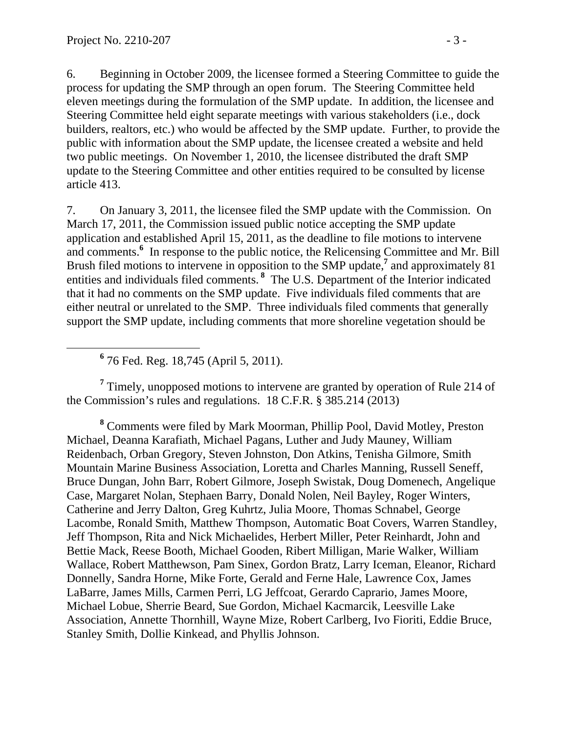6. Beginning in October 2009, the licensee formed a Steering Committee to guide the process for updating the SMP through an open forum. The Steering Committee held eleven meetings during the formulation of the SMP update. In addition, the licensee and Steering Committee held eight separate meetings with various stakeholders (i.e., dock builders, realtors, etc.) who would be affected by the SMP update. Further, to provide the public with information about the SMP update, the licensee created a website and held two public meetings. On November 1, 2010, the licensee distributed the draft SMP update to the Steering Committee and other entities required to be consulted by license article 413.

7. On January 3, 2011, the licensee filed the SMP update with the Commission. On March 17, 2011, the Commission issued public notice accepting the SMP update application and established April 15, 2011, as the deadline to file motions to intervene and comments.[6] In response to the public notice, the Relicensing Committee and Mr. Bill Brush filed motions to intervene in opposition to the SMP update,[7] and approximately 81 entities and individuals filed comments.[8] The U.S. Department of the Interior indicated that it had no comments on the SMP update. Five individuals filed comments that are either neutral or unrelated to the SMP. Three individuals filed comments that generally support the SMP update, including comments that more shoreline vegetation should be

---

[6] 76 Fed. Reg. 18,745 (April 5, 2011).

[7] Timely, unopposed motions to intervene are granted by operation of Rule 214 of the Commission's rules and regulations. 18 C.F.R. § 385.214 (2013)

[8] Comments were filed by Mark Moorman, Phillip Pool, David Motley, Preston Michael, Deanna Karafiath, Michael Pagans, Luther and Judy Mauney, William Reidenbach, Orban Gregory, Steven Johnston, Don Atkins, Tenisha Gilmore, Smith Mountain Marine Business Association, Loretta and Charles Manning, Russell Seneff, Bruce Dungan, John Barr, Robert Gilmore, Joseph Swistak, Doug Domenech, Angelique Case, Margaret Nolan, Stephaen Barry, Donald Nolen, Neil Bayley, Roger Winters, Catherine and Jerry Dalton, Greg Kuhrtz, Julia Moore, Thomas Schnabel, George Lacombe, Ronald Smith, Matthew Thompson, Automatic Boat Covers, Warren Standley, Jeff Thompson, Rita and Nick Michaelides, Herbert Miller, Peter Reinhardt, John and Bettie Mack, Reese Booth, Michael Gooden, Ribert Milligan, Marie Walker, William Wallace, Robert Matthewson, Pam Sinex, Gordon Bratz, Larry Iceman, Eleanor, Richard Donnelly, Sandra Horne, Mike Forte, Gerald and Ferne Hale, Lawrence Cox, James LaBarre, James Mills, Carmen Perri, LG Jeffcoat, Gerardo Caprario, James Moore, Michael Lobue, Sherrie Beard, Sue Gordon, Michael Kacmarcik, Leesville Lake Association, Annette Thornhill, Wayne Mize, Robert Carlberg, Ivo Fioriti, Eddie Bruce, Stanley Smith, Dollie Kinkead, and Phyllis Johnson.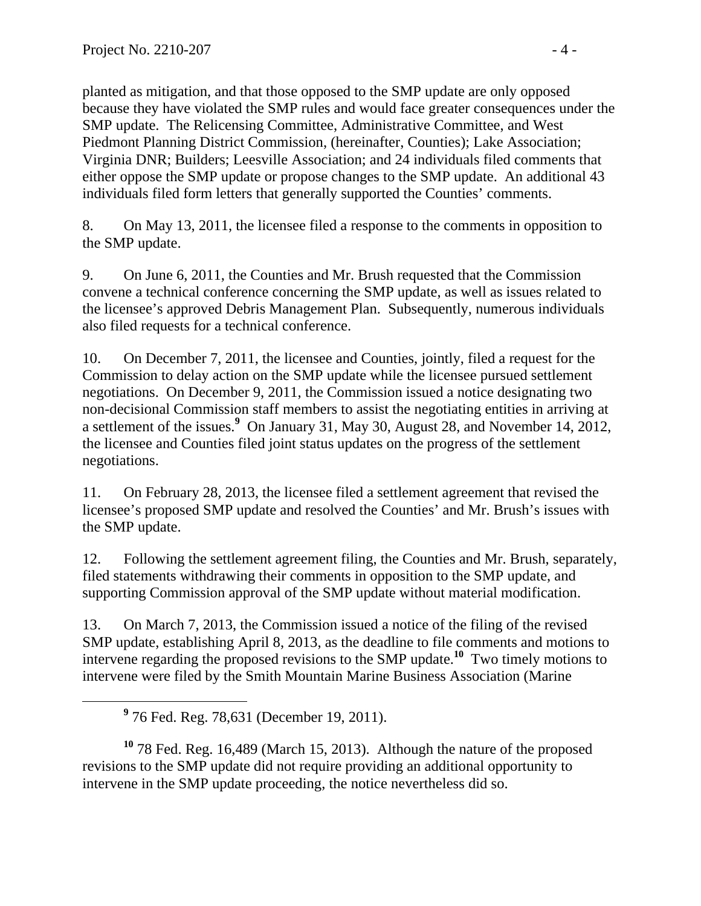planted as mitigation, and that those opposed to the SMP update are only opposed because they have violated the SMP rules and would face greater consequences under the SMP update. The Relicensing Committee, Administrative Committee, and West Piedmont Planning District Commission, (hereinafter, Counties); Lake Association; Virginia DNR; Builders; Leesville Association; and 24 individuals filed comments that either oppose the SMP update or propose changes to the SMP update. An additional 43 individuals filed form letters that generally supported the Counties' comments.

8. On May 13, 2011, the licensee filed a response to the comments in opposition to the SMP update.

9. On June 6, 2011, the Counties and Mr. Brush requested that the Commission convene a technical conference concerning the SMP update, as well as issues related to the licensee's approved Debris Management Plan. Subsequently, numerous individuals also filed requests for a technical conference.

10. On December 7, 2011, the licensee and Counties, jointly, filed a request for the Commission to delay action on the SMP update while the licensee pursued settlement negotiations. On December 9, 2011, the Commission issued a notice designating two non-decisional Commission staff members to assist the negotiating entities in arriving at a settlement of the issues.[9] On January 31, May 30, August 28, and November 14, 2012, the licensee and Counties filed joint status updates on the progress of the settlement negotiations.

11. On February 28, 2013, the licensee filed a settlement agreement that revised the licensee's proposed SMP update and resolved the Counties' and Mr. Brush's issues with the SMP update.

12. Following the settlement agreement filing, the Counties and Mr. Brush, separately, filed statements withdrawing their comments in opposition to the SMP update, and supporting Commission approval of the SMP update without material modification.

13. On March 7, 2013, the Commission issued a notice of the filing of the revised SMP update, establishing April 8, 2013, as the deadline to file comments and motions to intervene regarding the proposed revisions to the SMP update.[10] Two timely motions to intervene were filed by the Smith Mountain Marine Business Association (Marine

---

[9] 76 Fed. Reg. 78,631 (December 19, 2011).

[10] 78 Fed. Reg. 16,489 (March 15, 2013). Although the nature of the proposed revisions to the SMP update did not require providing an additional opportunity to intervene in the SMP update proceeding, the notice nevertheless did so.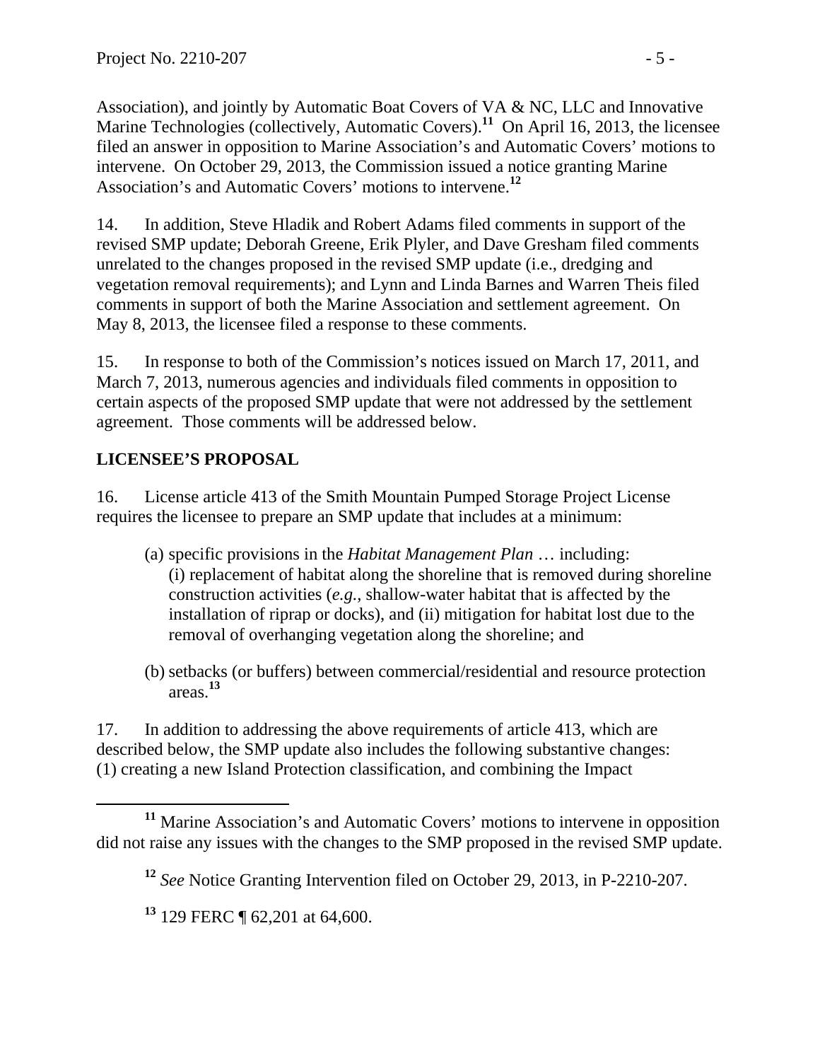Association), and jointly by Automatic Boat Covers of VA & NC, LLC and Innovative Marine Technologies (collectively, Automatic Covers).[11] On April 16, 2013, the licensee filed an answer in opposition to Marine Association's and Automatic Covers' motions to intervene. On October 29, 2013, the Commission issued a notice granting Marine Association's and Automatic Covers' motions to intervene.[12]

14. In addition, Steve Hladik and Robert Adams filed comments in support of the revised SMP update; Deborah Greene, Erik Plyler, and Dave Gresham filed comments unrelated to the changes proposed in the revised SMP update (i.e., dredging and vegetation removal requirements); and Lynn and Linda Barnes and Warren Theis filed comments in support of both the Marine Association and settlement agreement. On May 8, 2013, the licensee filed a response to these comments.

15. In response to both of the Commission's notices issued on March 17, 2011, and March 7, 2013, numerous agencies and individuals filed comments in opposition to certain aspects of the proposed SMP update that were not addressed by the settlement agreement. Those comments will be addressed below.

## LICENSEE'S PROPOSAL

16. License article 413 of the Smith Mountain Pumped Storage Project License requires the licensee to prepare an SMP update that includes at a minimum:

(a) specific provisions in the *Habitat Management Plan* … including: (i) replacement of habitat along the shoreline that is removed during shoreline construction activities (*e.g.*, shallow-water habitat that is affected by the installation of riprap or docks), and (ii) mitigation for habitat lost due to the removal of overhanging vegetation along the shoreline; and

(b) setbacks (or buffers) between commercial/residential and resource protection areas.[13]

17. In addition to addressing the above requirements of article 413, which are described below, the SMP update also includes the following substantive changes: (1) creating a new Island Protection classification, and combining the Impact

[11] Marine Association's and Automatic Covers' motions to intervene in opposition did not raise any issues with the changes to the SMP proposed in the revised SMP update.

[12] *See* Notice Granting Intervention filed on October 29, 2013, in P-2210-207.

[13] 129 FERC ¶ 62,201 at 64,600.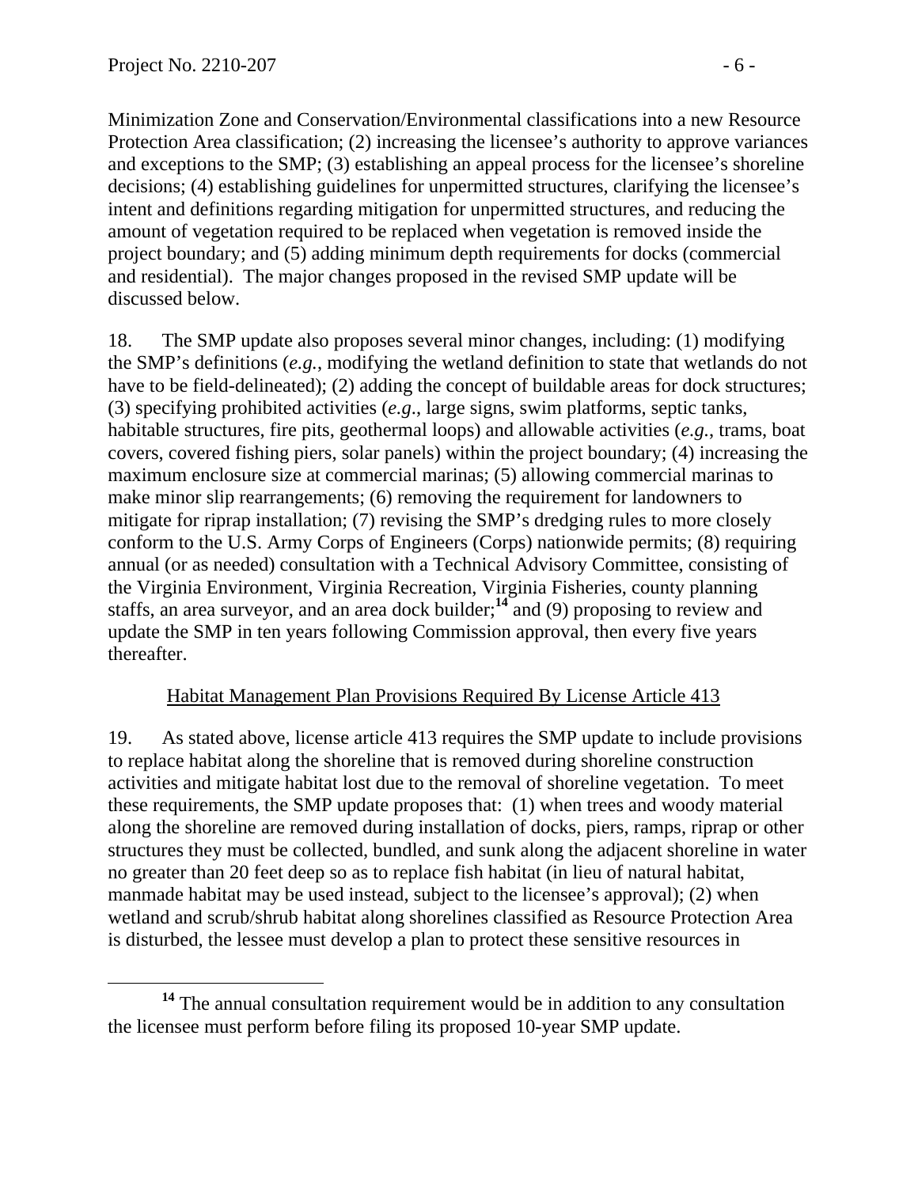Minimization Zone and Conservation/Environmental classifications into a new Resource Protection Area classification; (2) increasing the licensee's authority to approve variances and exceptions to the SMP; (3) establishing an appeal process for the licensee's shoreline decisions; (4) establishing guidelines for unpermitted structures, clarifying the licensee's intent and definitions regarding mitigation for unpermitted structures, and reducing the amount of vegetation required to be replaced when vegetation is removed inside the project boundary; and (5) adding minimum depth requirements for docks (commercial and residential). The major changes proposed in the revised SMP update will be discussed below.

18. The SMP update also proposes several minor changes, including: (1) modifying the SMP's definitions (*e.g.*, modifying the wetland definition to state that wetlands do not have to be field-delineated); (2) adding the concept of buildable areas for dock structures; (3) specifying prohibited activities (*e.g*., large signs, swim platforms, septic tanks, habitable structures, fire pits, geothermal loops) and allowable activities (*e.g.*, trams, boat covers, covered fishing piers, solar panels) within the project boundary; (4) increasing the maximum enclosure size at commercial marinas; (5) allowing commercial marinas to make minor slip rearrangements; (6) removing the requirement for landowners to mitigate for riprap installation; (7) revising the SMP's dredging rules to more closely conform to the U.S. Army Corps of Engineers (Corps) nationwide permits; (8) requiring annual (or as needed) consultation with a Technical Advisory Committee, consisting of the Virginia Environment, Virginia Recreation, Virginia Fisheries, county planning staffs, an area surveyor, and an area dock builder;[14] and (9) proposing to review and update the SMP in ten years following Commission approval, then every five years thereafter.

<u>Habitat Management Plan Provisions Required By License Article 413</u>

19. As stated above, license article 413 requires the SMP update to include provisions to replace habitat along the shoreline that is removed during shoreline construction activities and mitigate habitat lost due to the removal of shoreline vegetation. To meet these requirements, the SMP update proposes that: (1) when trees and woody material along the shoreline are removed during installation of docks, piers, ramps, riprap or other structures they must be collected, bundled, and sunk along the adjacent shoreline in water no greater than 20 feet deep so as to replace fish habitat (in lieu of natural habitat, manmade habitat may be used instead, subject to the licensee's approval); (2) when wetland and scrub/shrub habitat along shorelines classified as Resource Protection Area is disturbed, the lessee must develop a plan to protect these sensitive resources in

[14] The annual consultation requirement would be in addition to any consultation the licensee must perform before filing its proposed 10-year SMP update.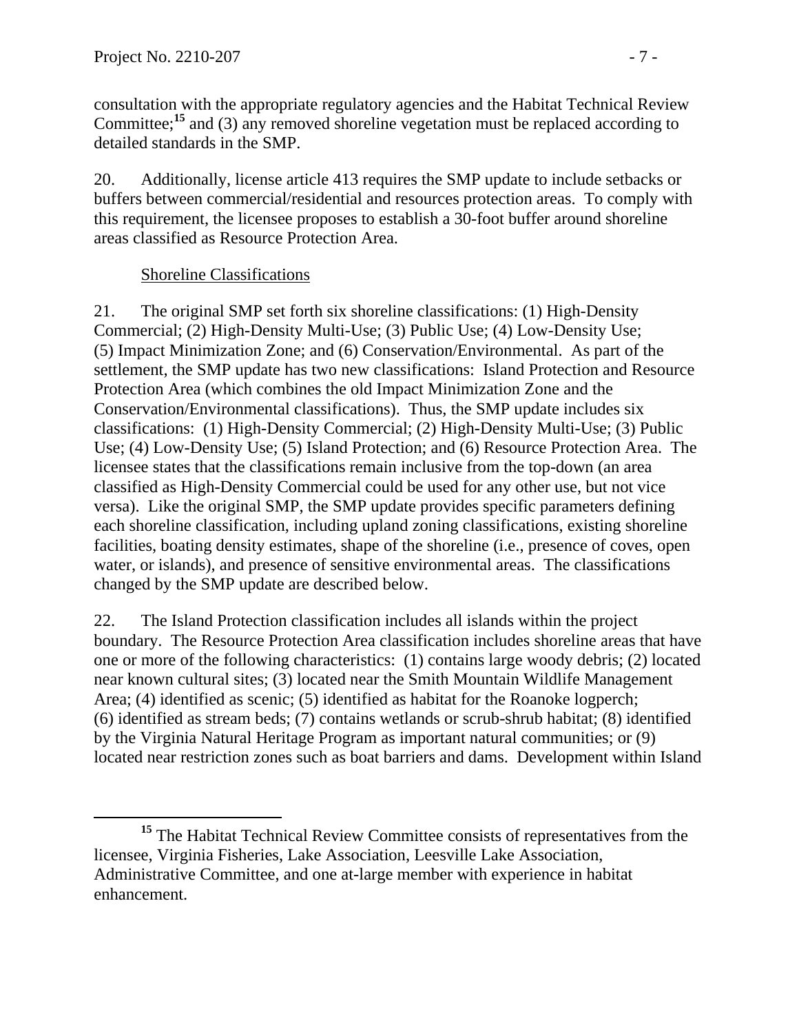consultation with the appropriate regulatory agencies and the Habitat Technical Review Committee;[15] and (3) any removed shoreline vegetation must be replaced according to detailed standards in the SMP.

20. Additionally, license article 413 requires the SMP update to include setbacks or buffers between commercial/residential and resources protection areas. To comply with this requirement, the licensee proposes to establish a 30-foot buffer around shoreline areas classified as Resource Protection Area.

Shoreline Classifications

21. The original SMP set forth six shoreline classifications: (1) High-Density Commercial; (2) High-Density Multi-Use; (3) Public Use; (4) Low-Density Use; (5) Impact Minimization Zone; and (6) Conservation/Environmental. As part of the settlement, the SMP update has two new classifications: Island Protection and Resource Protection Area (which combines the old Impact Minimization Zone and the Conservation/Environmental classifications). Thus, the SMP update includes six classifications: (1) High-Density Commercial; (2) High-Density Multi-Use; (3) Public Use; (4) Low-Density Use; (5) Island Protection; and (6) Resource Protection Area. The licensee states that the classifications remain inclusive from the top-down (an area classified as High-Density Commercial could be used for any other use, but not vice versa). Like the original SMP, the SMP update provides specific parameters defining each shoreline classification, including upland zoning classifications, existing shoreline facilities, boating density estimates, shape of the shoreline (i.e., presence of coves, open water, or islands), and presence of sensitive environmental areas. The classifications changed by the SMP update are described below.

22. The Island Protection classification includes all islands within the project boundary. The Resource Protection Area classification includes shoreline areas that have one or more of the following characteristics: (1) contains large woody debris; (2) located near known cultural sites; (3) located near the Smith Mountain Wildlife Management Area; (4) identified as scenic; (5) identified as habitat for the Roanoke logperch; (6) identified as stream beds; (7) contains wetlands or scrub-shrub habitat; (8) identified by the Virginia Natural Heritage Program as important natural communities; or (9) located near restriction zones such as boat barriers and dams. Development within Island

[15] The Habitat Technical Review Committee consists of representatives from the licensee, Virginia Fisheries, Lake Association, Leesville Lake Association, Administrative Committee, and one at-large member with experience in habitat enhancement.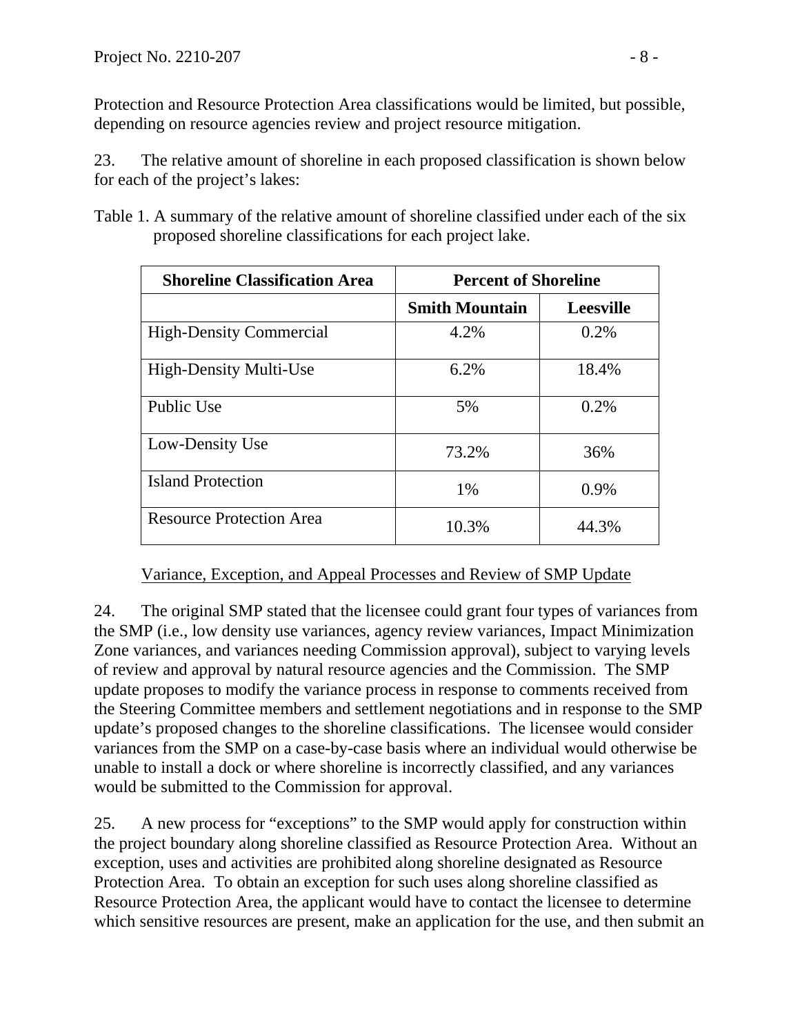Protection and Resource Protection Area classifications would be limited, but possible, depending on resource agencies review and project resource mitigation.

23. The relative amount of shoreline in each proposed classification is shown below for each of the project's lakes:

Table 1. A summary of the relative amount of shoreline classified under each of the six proposed shoreline classifications for each project lake.

| Shoreline Classification Area | Percent of Shoreline | |
|---|---|---|
| | **Smith Mountain** | **Leesville** |
| High-Density Commercial | 4.2% | 0.2% |
| High-Density Multi-Use | 6.2% | 18.4% |
| Public Use | 5% | 0.2% |
| Low-Density Use | 73.2% | 36% |
| Island Protection | 1% | 0.9% |
| Resource Protection Area | 10.3% | 44.3% |

Variance, Exception, and Appeal Processes and Review of SMP Update

24. The original SMP stated that the licensee could grant four types of variances from the SMP (i.e., low density use variances, agency review variances, Impact Minimization Zone variances, and variances needing Commission approval), subject to varying levels of review and approval by natural resource agencies and the Commission. The SMP update proposes to modify the variance process in response to comments received from the Steering Committee members and settlement negotiations and in response to the SMP update's proposed changes to the shoreline classifications. The licensee would consider variances from the SMP on a case-by-case basis where an individual would otherwise be unable to install a dock or where shoreline is incorrectly classified, and any variances would be submitted to the Commission for approval.

25. A new process for "exceptions" to the SMP would apply for construction within the project boundary along shoreline classified as Resource Protection Area. Without an exception, uses and activities are prohibited along shoreline designated as Resource Protection Area. To obtain an exception for such uses along shoreline classified as Resource Protection Area, the applicant would have to contact the licensee to determine which sensitive resources are present, make an application for the use, and then submit an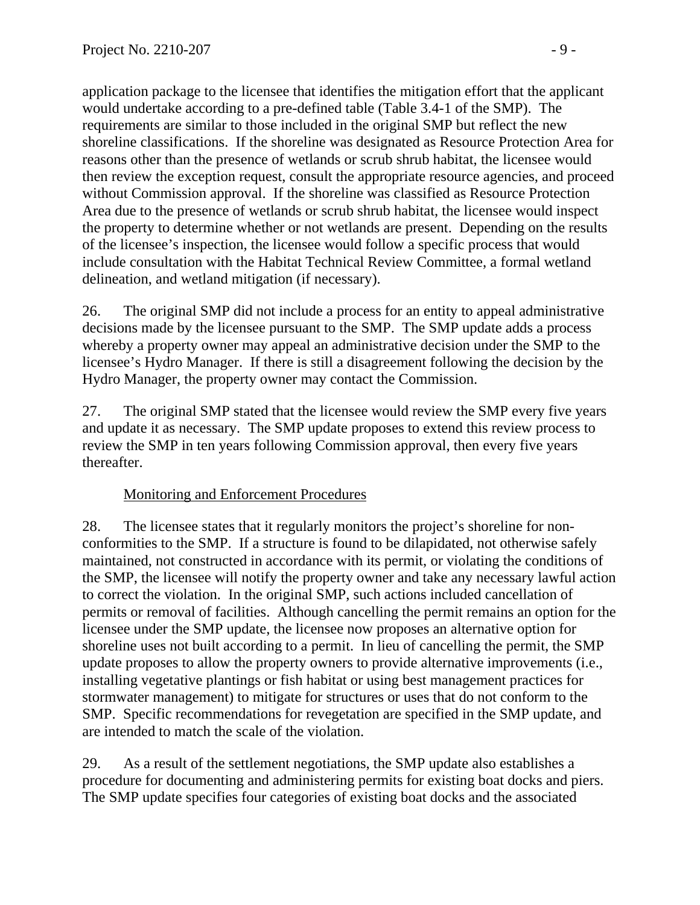application package to the licensee that identifies the mitigation effort that the applicant would undertake according to a pre-defined table (Table 3.4-1 of the SMP). The requirements are similar to those included in the original SMP but reflect the new shoreline classifications. If the shoreline was designated as Resource Protection Area for reasons other than the presence of wetlands or scrub shrub habitat, the licensee would then review the exception request, consult the appropriate resource agencies, and proceed without Commission approval. If the shoreline was classified as Resource Protection Area due to the presence of wetlands or scrub shrub habitat, the licensee would inspect the property to determine whether or not wetlands are present. Depending on the results of the licensee's inspection, the licensee would follow a specific process that would include consultation with the Habitat Technical Review Committee, a formal wetland delineation, and wetland mitigation (if necessary).

26. The original SMP did not include a process for an entity to appeal administrative decisions made by the licensee pursuant to the SMP. The SMP update adds a process whereby a property owner may appeal an administrative decision under the SMP to the licensee's Hydro Manager. If there is still a disagreement following the decision by the Hydro Manager, the property owner may contact the Commission.

27. The original SMP stated that the licensee would review the SMP every five years and update it as necessary. The SMP update proposes to extend this review process to review the SMP in ten years following Commission approval, then every five years thereafter.

Monitoring and Enforcement Procedures

28. The licensee states that it regularly monitors the project's shoreline for non-conformities to the SMP. If a structure is found to be dilapidated, not otherwise safely maintained, not constructed in accordance with its permit, or violating the conditions of the SMP, the licensee will notify the property owner and take any necessary lawful action to correct the violation. In the original SMP, such actions included cancellation of permits or removal of facilities. Although cancelling the permit remains an option for the licensee under the SMP update, the licensee now proposes an alternative option for shoreline uses not built according to a permit. In lieu of cancelling the permit, the SMP update proposes to allow the property owners to provide alternative improvements (i.e., installing vegetative plantings or fish habitat or using best management practices for stormwater management) to mitigate for structures or uses that do not conform to the SMP. Specific recommendations for revegetation are specified in the SMP update, and are intended to match the scale of the violation.

29. As a result of the settlement negotiations, the SMP update also establishes a procedure for documenting and administering permits for existing boat docks and piers. The SMP update specifies four categories of existing boat docks and the associated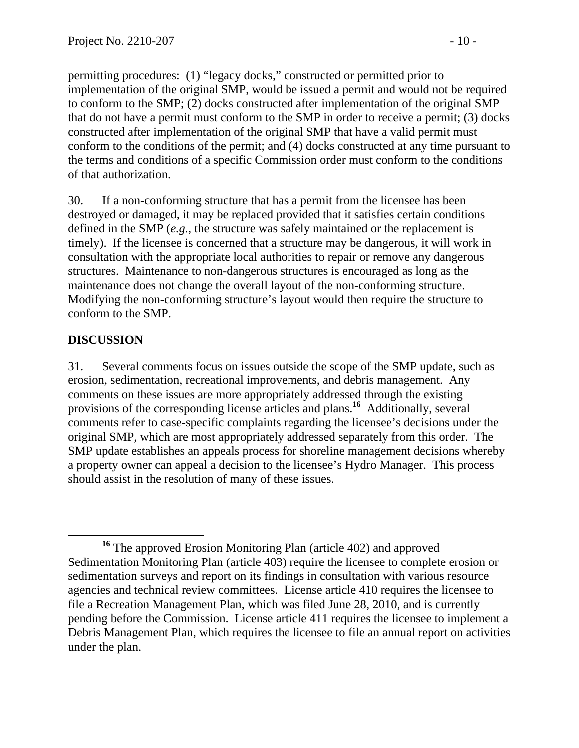permitting procedures: (1) "legacy docks," constructed or permitted prior to implementation of the original SMP, would be issued a permit and would not be required to conform to the SMP; (2) docks constructed after implementation of the original SMP that do not have a permit must conform to the SMP in order to receive a permit; (3) docks constructed after implementation of the original SMP that have a valid permit must conform to the conditions of the permit; and (4) docks constructed at any time pursuant to the terms and conditions of a specific Commission order must conform to the conditions of that authorization.

30. If a non-conforming structure that has a permit from the licensee has been destroyed or damaged, it may be replaced provided that it satisfies certain conditions defined in the SMP (*e.g.*, the structure was safely maintained or the replacement is timely). If the licensee is concerned that a structure may be dangerous, it will work in consultation with the appropriate local authorities to repair or remove any dangerous structures. Maintenance to non-dangerous structures is encouraged as long as the maintenance does not change the overall layout of the non-conforming structure. Modifying the non-conforming structure's layout would then require the structure to conform to the SMP.

## DISCUSSION

31. Several comments focus on issues outside the scope of the SMP update, such as erosion, sedimentation, recreational improvements, and debris management. Any comments on these issues are more appropriately addressed through the existing provisions of the corresponding license articles and plans.[16] Additionally, several comments refer to case-specific complaints regarding the licensee's decisions under the original SMP, which are most appropriately addressed separately from this order. The SMP update establishes an appeals process for shoreline management decisions whereby a property owner can appeal a decision to the licensee's Hydro Manager. This process should assist in the resolution of many of these issues.

[16] The approved Erosion Monitoring Plan (article 402) and approved Sedimentation Monitoring Plan (article 403) require the licensee to complete erosion or sedimentation surveys and report on its findings in consultation with various resource agencies and technical review committees. License article 410 requires the licensee to file a Recreation Management Plan, which was filed June 28, 2010, and is currently pending before the Commission. License article 411 requires the licensee to implement a Debris Management Plan, which requires the licensee to file an annual report on activities under the plan.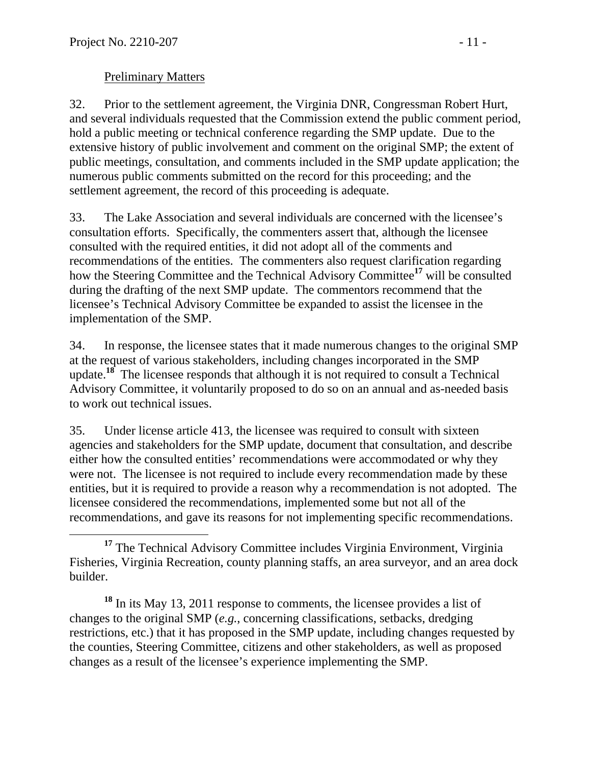Preliminary Matters

32. Prior to the settlement agreement, the Virginia DNR, Congressman Robert Hurt, and several individuals requested that the Commission extend the public comment period, hold a public meeting or technical conference regarding the SMP update. Due to the extensive history of public involvement and comment on the original SMP; the extent of public meetings, consultation, and comments included in the SMP update application; the numerous public comments submitted on the record for this proceeding; and the settlement agreement, the record of this proceeding is adequate.

33. The Lake Association and several individuals are concerned with the licensee's consultation efforts. Specifically, the commenters assert that, although the licensee consulted with the required entities, it did not adopt all of the comments and recommendations of the entities. The commenters also request clarification regarding how the Steering Committee and the Technical Advisory Committee[17] will be consulted during the drafting of the next SMP update. The commentors recommend that the licensee's Technical Advisory Committee be expanded to assist the licensee in the implementation of the SMP.

34. In response, the licensee states that it made numerous changes to the original SMP at the request of various stakeholders, including changes incorporated in the SMP update.[18] The licensee responds that although it is not required to consult a Technical Advisory Committee, it voluntarily proposed to do so on an annual and as-needed basis to work out technical issues.

35. Under license article 413, the licensee was required to consult with sixteen agencies and stakeholders for the SMP update, document that consultation, and describe either how the consulted entities' recommendations were accommodated or why they were not. The licensee is not required to include every recommendation made by these entities, but it is required to provide a reason why a recommendation is not adopted. The licensee considered the recommendations, implemented some but not all of the recommendations, and gave its reasons for not implementing specific recommendations.

[17] The Technical Advisory Committee includes Virginia Environment, Virginia Fisheries, Virginia Recreation, county planning staffs, an area surveyor, and an area dock builder.

[18] In its May 13, 2011 response to comments, the licensee provides a list of changes to the original SMP (*e.g.*, concerning classifications, setbacks, dredging restrictions, etc.) that it has proposed in the SMP update, including changes requested by the counties, Steering Committee, citizens and other stakeholders, as well as proposed changes as a result of the licensee's experience implementing the SMP.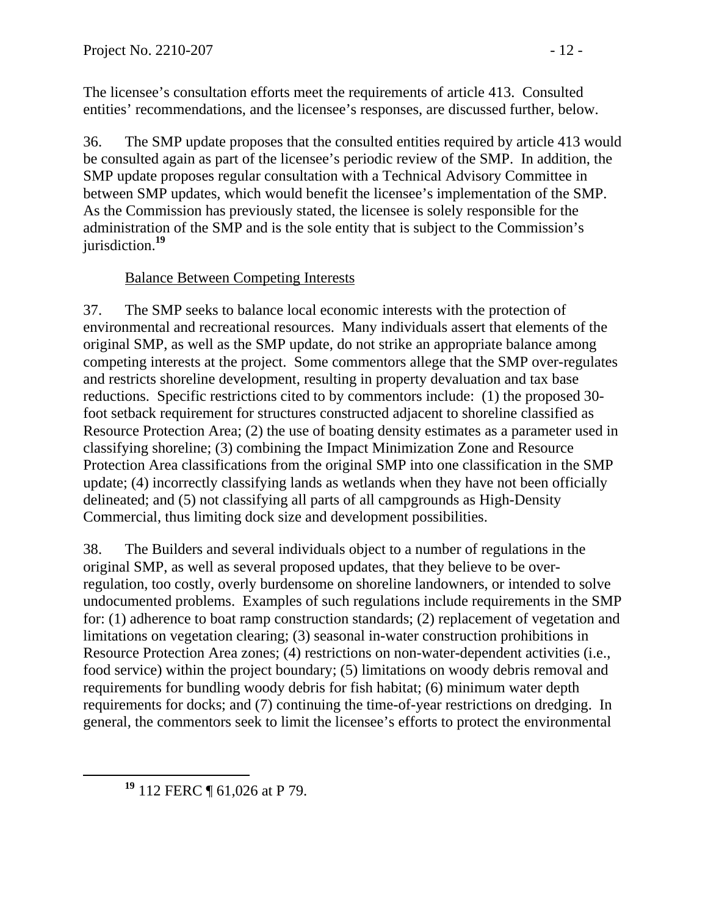The licensee's consultation efforts meet the requirements of article 413. Consulted entities' recommendations, and the licensee's responses, are discussed further, below.

36. The SMP update proposes that the consulted entities required by article 413 would be consulted again as part of the licensee's periodic review of the SMP. In addition, the SMP update proposes regular consultation with a Technical Advisory Committee in between SMP updates, which would benefit the licensee's implementation of the SMP. As the Commission has previously stated, the licensee is solely responsible for the administration of the SMP and is the sole entity that is subject to the Commission's jurisdiction.[19]

<u>Balance Between Competing Interests</u>

37. The SMP seeks to balance local economic interests with the protection of environmental and recreational resources. Many individuals assert that elements of the original SMP, as well as the SMP update, do not strike an appropriate balance among competing interests at the project. Some commentors allege that the SMP over-regulates and restricts shoreline development, resulting in property devaluation and tax base reductions. Specific restrictions cited to by commentors include: (1) the proposed 30-foot setback requirement for structures constructed adjacent to shoreline classified as Resource Protection Area; (2) the use of boating density estimates as a parameter used in classifying shoreline; (3) combining the Impact Minimization Zone and Resource Protection Area classifications from the original SMP into one classification in the SMP update; (4) incorrectly classifying lands as wetlands when they have not been officially delineated; and (5) not classifying all parts of all campgrounds as High-Density Commercial, thus limiting dock size and development possibilities.

38. The Builders and several individuals object to a number of regulations in the original SMP, as well as several proposed updates, that they believe to be over-regulation, too costly, overly burdensome on shoreline landowners, or intended to solve undocumented problems. Examples of such regulations include requirements in the SMP for: (1) adherence to boat ramp construction standards; (2) replacement of vegetation and limitations on vegetation clearing; (3) seasonal in-water construction prohibitions in Resource Protection Area zones; (4) restrictions on non-water-dependent activities (i.e., food service) within the project boundary; (5) limitations on woody debris removal and requirements for bundling woody debris for fish habitat; (6) minimum water depth requirements for docks; and (7) continuing the time-of-year restrictions on dredging. In general, the commentors seek to limit the licensee's efforts to protect the environmental

[19] 112 FERC ¶ 61,026 at P 79.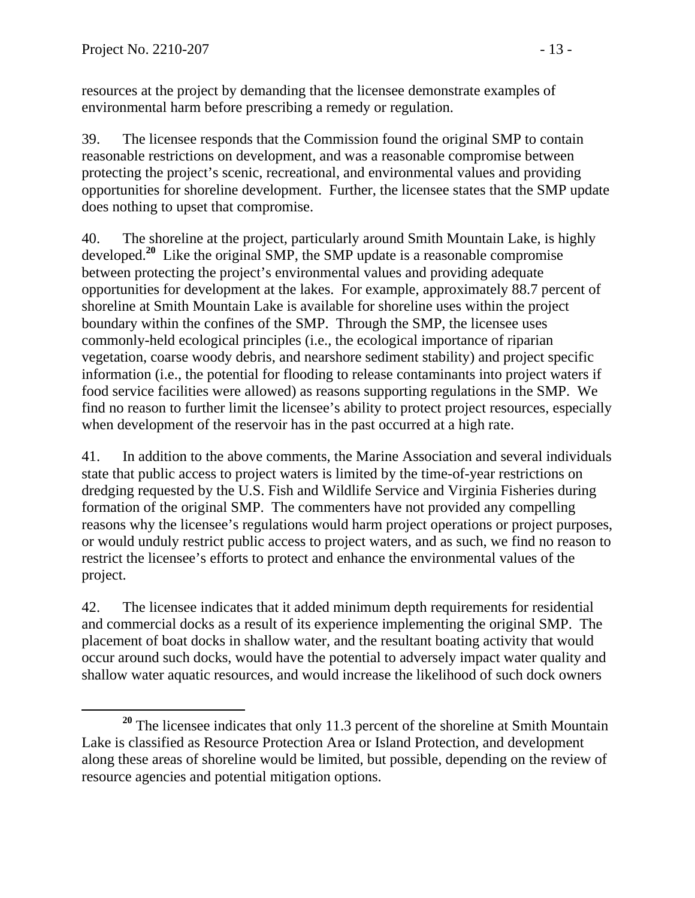resources at the project by demanding that the licensee demonstrate examples of environmental harm before prescribing a remedy or regulation.

39. The licensee responds that the Commission found the original SMP to contain reasonable restrictions on development, and was a reasonable compromise between protecting the project's scenic, recreational, and environmental values and providing opportunities for shoreline development. Further, the licensee states that the SMP update does nothing to upset that compromise.

40. The shoreline at the project, particularly around Smith Mountain Lake, is highly developed.[20] Like the original SMP, the SMP update is a reasonable compromise between protecting the project's environmental values and providing adequate opportunities for development at the lakes. For example, approximately 88.7 percent of shoreline at Smith Mountain Lake is available for shoreline uses within the project boundary within the confines of the SMP. Through the SMP, the licensee uses commonly-held ecological principles (i.e., the ecological importance of riparian vegetation, coarse woody debris, and nearshore sediment stability) and project specific information (i.e., the potential for flooding to release contaminants into project waters if food service facilities were allowed) as reasons supporting regulations in the SMP. We find no reason to further limit the licensee's ability to protect project resources, especially when development of the reservoir has in the past occurred at a high rate.

41. In addition to the above comments, the Marine Association and several individuals state that public access to project waters is limited by the time-of-year restrictions on dredging requested by the U.S. Fish and Wildlife Service and Virginia Fisheries during formation of the original SMP. The commenters have not provided any compelling reasons why the licensee's regulations would harm project operations or project purposes, or would unduly restrict public access to project waters, and as such, we find no reason to restrict the licensee's efforts to protect and enhance the environmental values of the project.

42. The licensee indicates that it added minimum depth requirements for residential and commercial docks as a result of its experience implementing the original SMP. The placement of boat docks in shallow water, and the resultant boating activity that would occur around such docks, would have the potential to adversely impact water quality and shallow water aquatic resources, and would increase the likelihood of such dock owners

---

[20] The licensee indicates that only 11.3 percent of the shoreline at Smith Mountain Lake is classified as Resource Protection Area or Island Protection, and development along these areas of shoreline would be limited, but possible, depending on the review of resource agencies and potential mitigation options.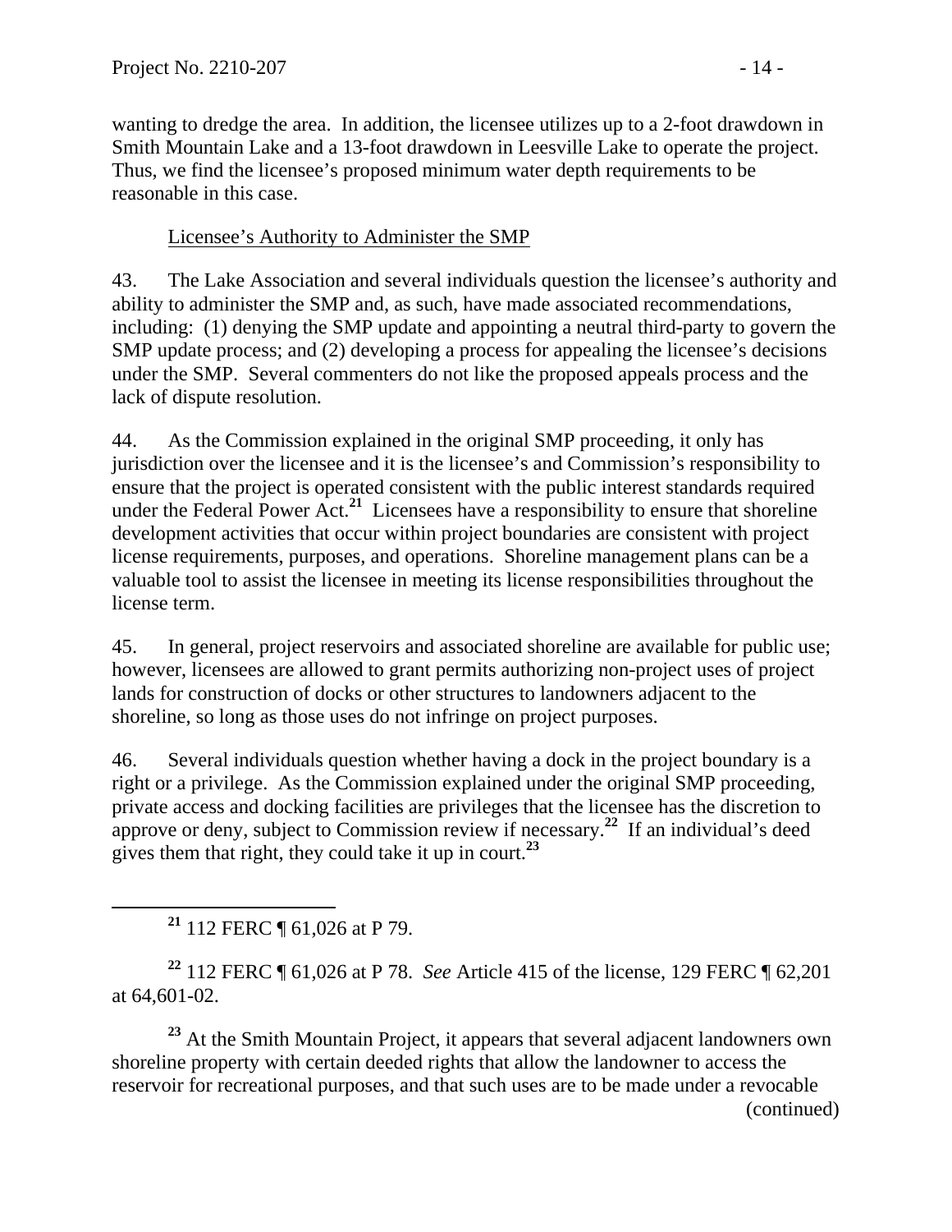wanting to dredge the area. In addition, the licensee utilizes up to a 2-foot drawdown in Smith Mountain Lake and a 13-foot drawdown in Leesville Lake to operate the project. Thus, we find the licensee's proposed minimum water depth requirements to be reasonable in this case.

Licensee's Authority to Administer the SMP

43. The Lake Association and several individuals question the licensee's authority and ability to administer the SMP and, as such, have made associated recommendations, including: (1) denying the SMP update and appointing a neutral third-party to govern the SMP update process; and (2) developing a process for appealing the licensee's decisions under the SMP. Several commenters do not like the proposed appeals process and the lack of dispute resolution.

44. As the Commission explained in the original SMP proceeding, it only has jurisdiction over the licensee and it is the licensee's and Commission's responsibility to ensure that the project is operated consistent with the public interest standards required under the Federal Power Act.[21] Licensees have a responsibility to ensure that shoreline development activities that occur within project boundaries are consistent with project license requirements, purposes, and operations. Shoreline management plans can be a valuable tool to assist the licensee in meeting its license responsibilities throughout the license term.

45. In general, project reservoirs and associated shoreline are available for public use; however, licensees are allowed to grant permits authorizing non-project uses of project lands for construction of docks or other structures to landowners adjacent to the shoreline, so long as those uses do not infringe on project purposes.

46. Several individuals question whether having a dock in the project boundary is a right or a privilege. As the Commission explained under the original SMP proceeding, private access and docking facilities are privileges that the licensee has the discretion to approve or deny, subject to Commission review if necessary.[22] If an individual's deed gives them that right, they could take it up in court.[23]

[21] 112 FERC ¶ 61,026 at P 79.

[22] 112 FERC ¶ 61,026 at P 78. *See* Article 415 of the license, 129 FERC ¶ 62,201 at 64,601-02.

[23] At the Smith Mountain Project, it appears that several adjacent landowners own shoreline property with certain deeded rights that allow the landowner to access the reservoir for recreational purposes, and that such uses are to be made under a revocable (continued)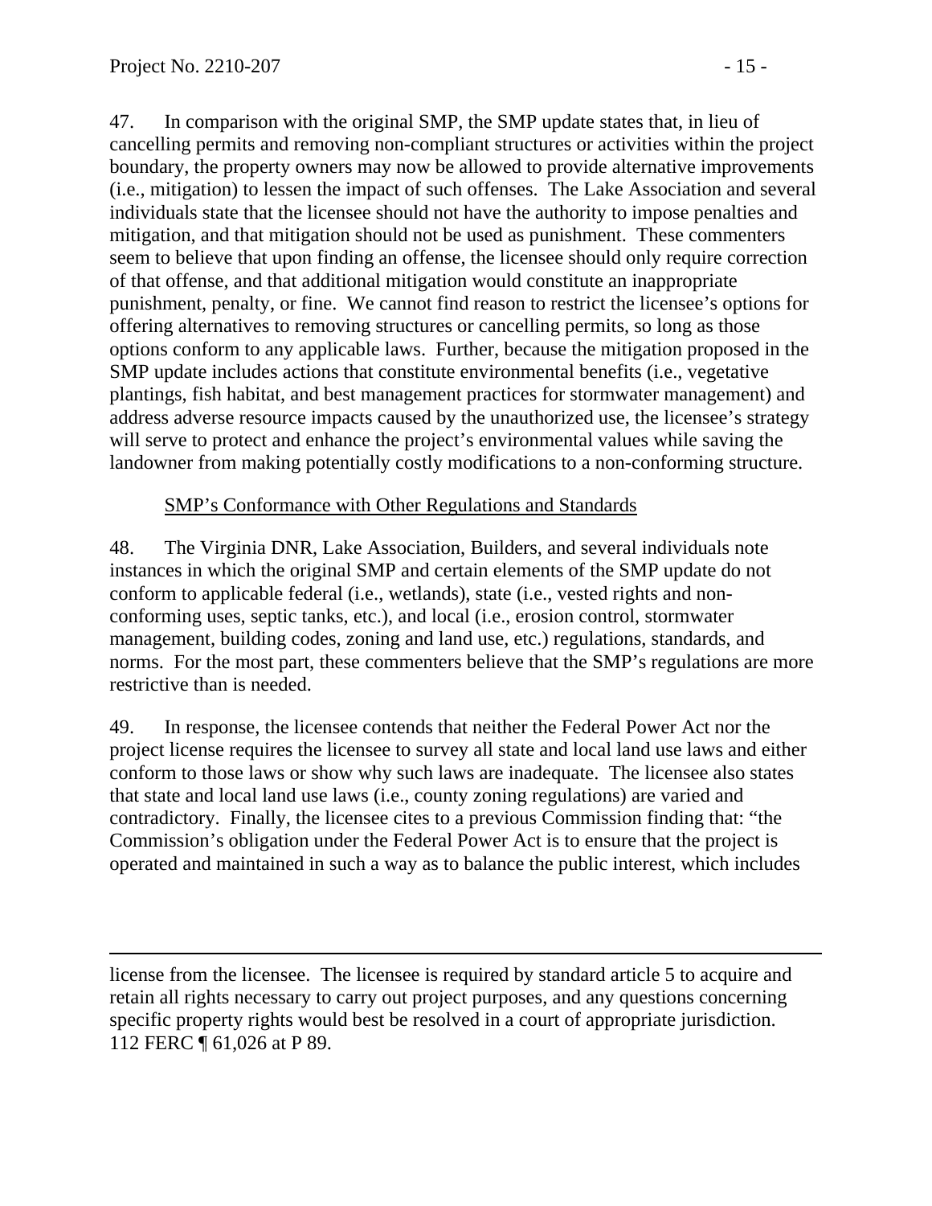47. In comparison with the original SMP, the SMP update states that, in lieu of cancelling permits and removing non-compliant structures or activities within the project boundary, the property owners may now be allowed to provide alternative improvements (i.e., mitigation) to lessen the impact of such offenses. The Lake Association and several individuals state that the licensee should not have the authority to impose penalties and mitigation, and that mitigation should not be used as punishment. These commenters seem to believe that upon finding an offense, the licensee should only require correction of that offense, and that additional mitigation would constitute an inappropriate punishment, penalty, or fine. We cannot find reason to restrict the licensee's options for offering alternatives to removing structures or cancelling permits, so long as those options conform to any applicable laws. Further, because the mitigation proposed in the SMP update includes actions that constitute environmental benefits (i.e., vegetative plantings, fish habitat, and best management practices for stormwater management) and address adverse resource impacts caused by the unauthorized use, the licensee's strategy will serve to protect and enhance the project's environmental values while saving the landowner from making potentially costly modifications to a non-conforming structure.

<u>SMP's Conformance with Other Regulations and Standards</u>

48. The Virginia DNR, Lake Association, Builders, and several individuals note instances in which the original SMP and certain elements of the SMP update do not conform to applicable federal (i.e., wetlands), state (i.e., vested rights and non-conforming uses, septic tanks, etc.), and local (i.e., erosion control, stormwater management, building codes, zoning and land use, etc.) regulations, standards, and norms. For the most part, these commenters believe that the SMP's regulations are more restrictive than is needed.

49. In response, the licensee contends that neither the Federal Power Act nor the project license requires the licensee to survey all state and local land use laws and either conform to those laws or show why such laws are inadequate. The licensee also states that state and local land use laws (i.e., county zoning regulations) are varied and contradictory. Finally, the licensee cites to a previous Commission finding that: "the Commission's obligation under the Federal Power Act is to ensure that the project is operated and maintained in such a way as to balance the public interest, which includes

---

license from the licensee. The licensee is required by standard article 5 to acquire and retain all rights necessary to carry out project purposes, and any questions concerning specific property rights would best be resolved in a court of appropriate jurisdiction. 112 FERC ¶ 61,026 at P 89.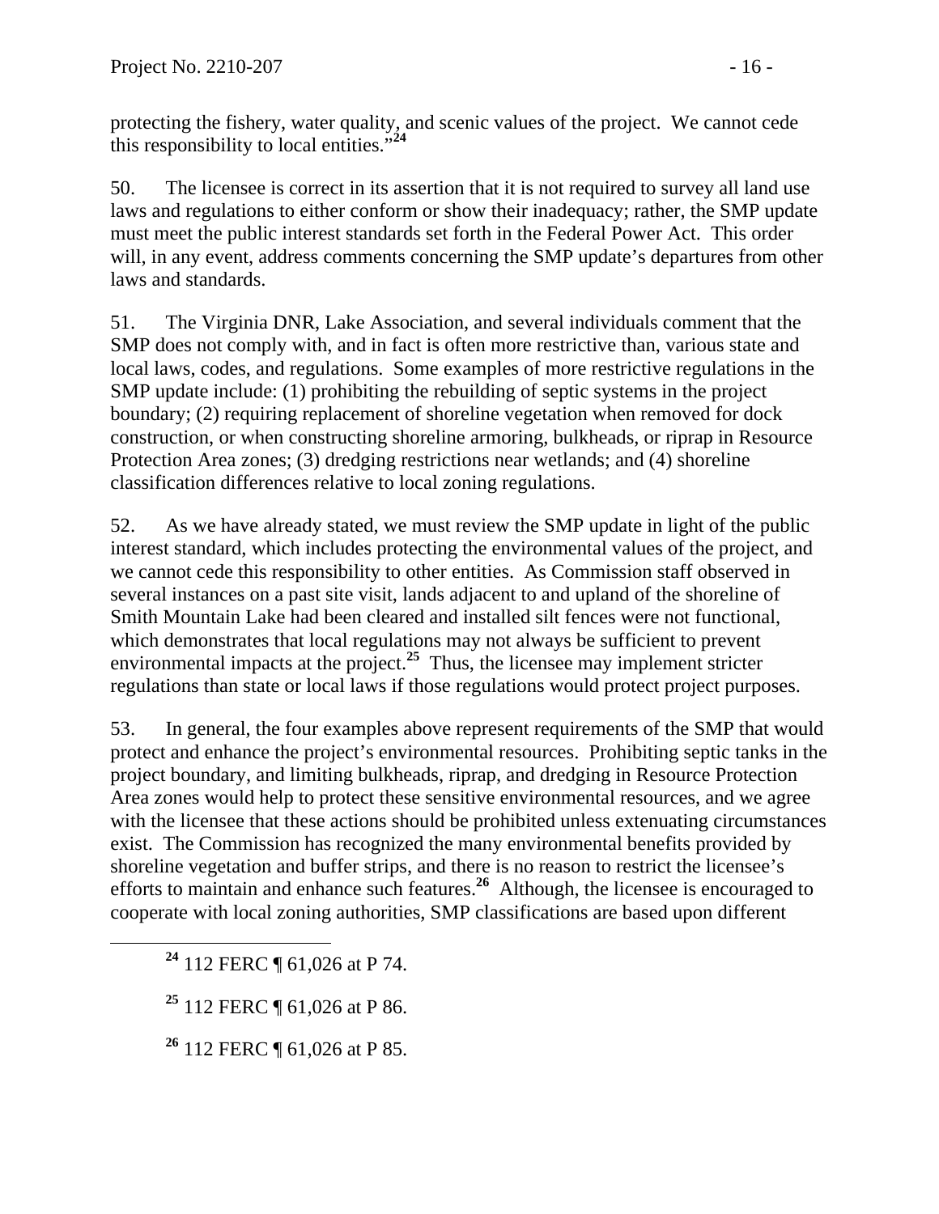protecting the fishery, water quality, and scenic values of the project. We cannot cede this responsibility to local entities."[24]

50. The licensee is correct in its assertion that it is not required to survey all land use laws and regulations to either conform or show their inadequacy; rather, the SMP update must meet the public interest standards set forth in the Federal Power Act. This order will, in any event, address comments concerning the SMP update's departures from other laws and standards.

51. The Virginia DNR, Lake Association, and several individuals comment that the SMP does not comply with, and in fact is often more restrictive than, various state and local laws, codes, and regulations. Some examples of more restrictive regulations in the SMP update include: (1) prohibiting the rebuilding of septic systems in the project boundary; (2) requiring replacement of shoreline vegetation when removed for dock construction, or when constructing shoreline armoring, bulkheads, or riprap in Resource Protection Area zones; (3) dredging restrictions near wetlands; and (4) shoreline classification differences relative to local zoning regulations.

52. As we have already stated, we must review the SMP update in light of the public interest standard, which includes protecting the environmental values of the project, and we cannot cede this responsibility to other entities. As Commission staff observed in several instances on a past site visit, lands adjacent to and upland of the shoreline of Smith Mountain Lake had been cleared and installed silt fences were not functional, which demonstrates that local regulations may not always be sufficient to prevent environmental impacts at the project.[25] Thus, the licensee may implement stricter regulations than state or local laws if those regulations would protect project purposes.

53. In general, the four examples above represent requirements of the SMP that would protect and enhance the project's environmental resources. Prohibiting septic tanks in the project boundary, and limiting bulkheads, riprap, and dredging in Resource Protection Area zones would help to protect these sensitive environmental resources, and we agree with the licensee that these actions should be prohibited unless extenuating circumstances exist. The Commission has recognized the many environmental benefits provided by shoreline vegetation and buffer strips, and there is no reason to restrict the licensee's efforts to maintain and enhance such features.[26] Although, the licensee is encouraged to cooperate with local zoning authorities, SMP classifications are based upon different

---

[24] 112 FERC ¶ 61,026 at P 74.

[25] 112 FERC ¶ 61,026 at P 86.

[26] 112 FERC ¶ 61,026 at P 85.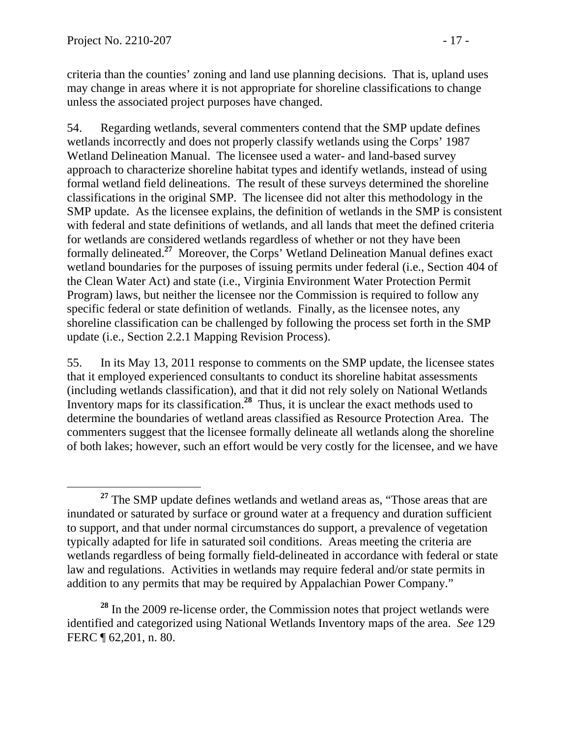criteria than the counties' zoning and land use planning decisions. That is, upland uses may change in areas where it is not appropriate for shoreline classifications to change unless the associated project purposes have changed.

54. Regarding wetlands, several commenters contend that the SMP update defines wetlands incorrectly and does not properly classify wetlands using the Corps' 1987 Wetland Delineation Manual. The licensee used a water- and land-based survey approach to characterize shoreline habitat types and identify wetlands, instead of using formal wetland field delineations. The result of these surveys determined the shoreline classifications in the original SMP. The licensee did not alter this methodology in the SMP update. As the licensee explains, the definition of wetlands in the SMP is consistent with federal and state definitions of wetlands, and all lands that meet the defined criteria for wetlands are considered wetlands regardless of whether or not they have been formally delineated.[27] Moreover, the Corps' Wetland Delineation Manual defines exact wetland boundaries for the purposes of issuing permits under federal (i.e., Section 404 of the Clean Water Act) and state (i.e., Virginia Environment Water Protection Permit Program) laws, but neither the licensee nor the Commission is required to follow any specific federal or state definition of wetlands. Finally, as the licensee notes, any shoreline classification can be challenged by following the process set forth in the SMP update (i.e., Section 2.2.1 Mapping Revision Process).

55. In its May 13, 2011 response to comments on the SMP update, the licensee states that it employed experienced consultants to conduct its shoreline habitat assessments (including wetlands classification), and that it did not rely solely on National Wetlands Inventory maps for its classification.[28] Thus, it is unclear the exact methods used to determine the boundaries of wetland areas classified as Resource Protection Area. The commenters suggest that the licensee formally delineate all wetlands along the shoreline of both lakes; however, such an effort would be very costly for the licensee, and we have

---

[27] The SMP update defines wetlands and wetland areas as, "Those areas that are inundated or saturated by surface or ground water at a frequency and duration sufficient to support, and that under normal circumstances do support, a prevalence of vegetation typically adapted for life in saturated soil conditions. Areas meeting the criteria are wetlands regardless of being formally field-delineated in accordance with federal or state law and regulations. Activities in wetlands may require federal and/or state permits in addition to any permits that may be required by Appalachian Power Company."

[28] In the 2009 re-license order, the Commission notes that project wetlands were identified and categorized using National Wetlands Inventory maps of the area. *See* 129 FERC ¶ 62,201, n. 80.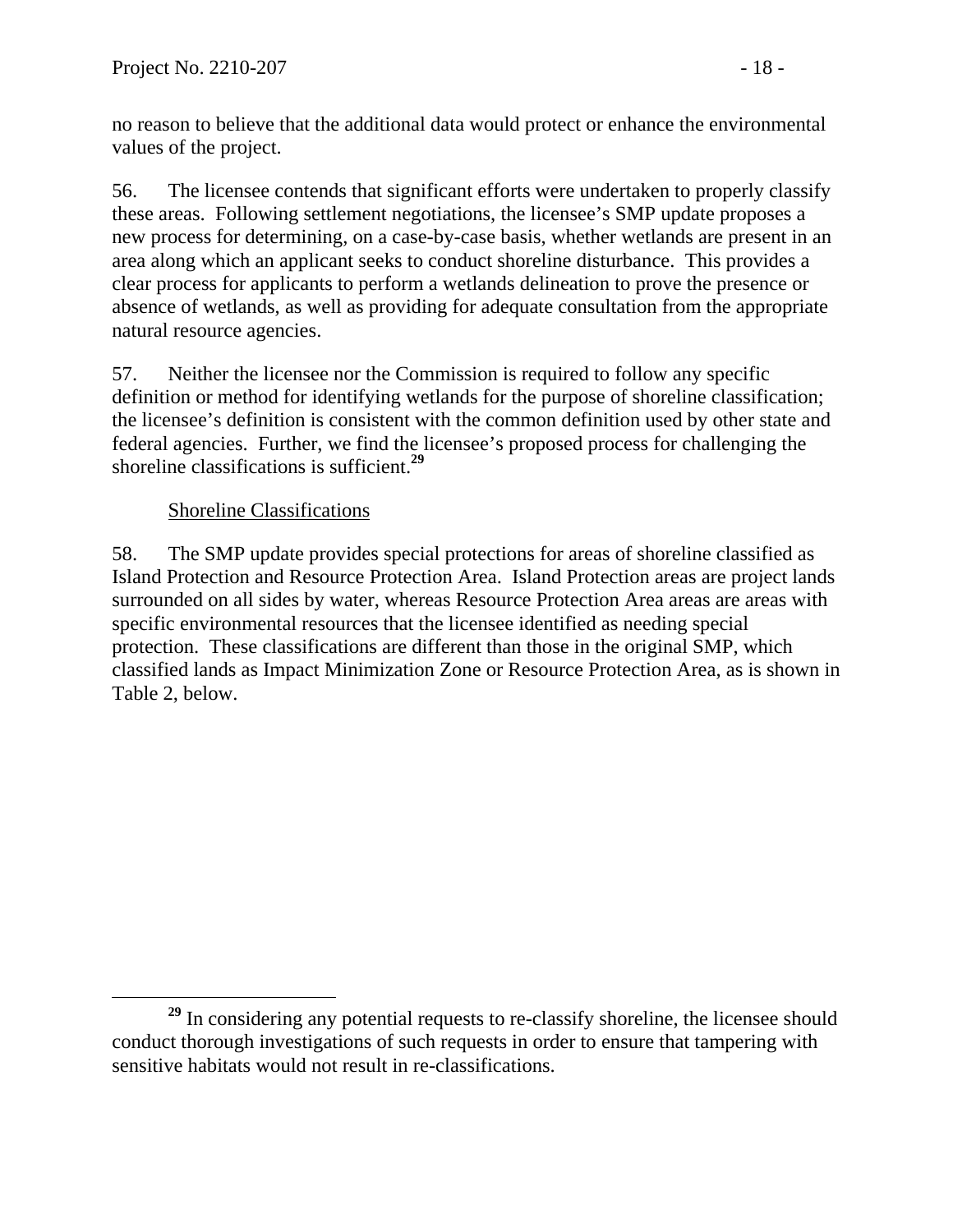no reason to believe that the additional data would protect or enhance the environmental values of the project.

56. The licensee contends that significant efforts were undertaken to properly classify these areas. Following settlement negotiations, the licensee's SMP update proposes a new process for determining, on a case-by-case basis, whether wetlands are present in an area along which an applicant seeks to conduct shoreline disturbance. This provides a clear process for applicants to perform a wetlands delineation to prove the presence or absence of wetlands, as well as providing for adequate consultation from the appropriate natural resource agencies.

57. Neither the licensee nor the Commission is required to follow any specific definition or method for identifying wetlands for the purpose of shoreline classification; the licensee's definition is consistent with the common definition used by other state and federal agencies. Further, we find the licensee's proposed process for challenging the shoreline classifications is sufficient.[29]

Shoreline Classifications

58. The SMP update provides special protections for areas of shoreline classified as Island Protection and Resource Protection Area. Island Protection areas are project lands surrounded on all sides by water, whereas Resource Protection Area areas are areas with specific environmental resources that the licensee identified as needing special protection. These classifications are different than those in the original SMP, which classified lands as Impact Minimization Zone or Resource Protection Area, as is shown in Table 2, below.

[29] In considering any potential requests to re-classify shoreline, the licensee should conduct thorough investigations of such requests in order to ensure that tampering with sensitive habitats would not result in re-classifications.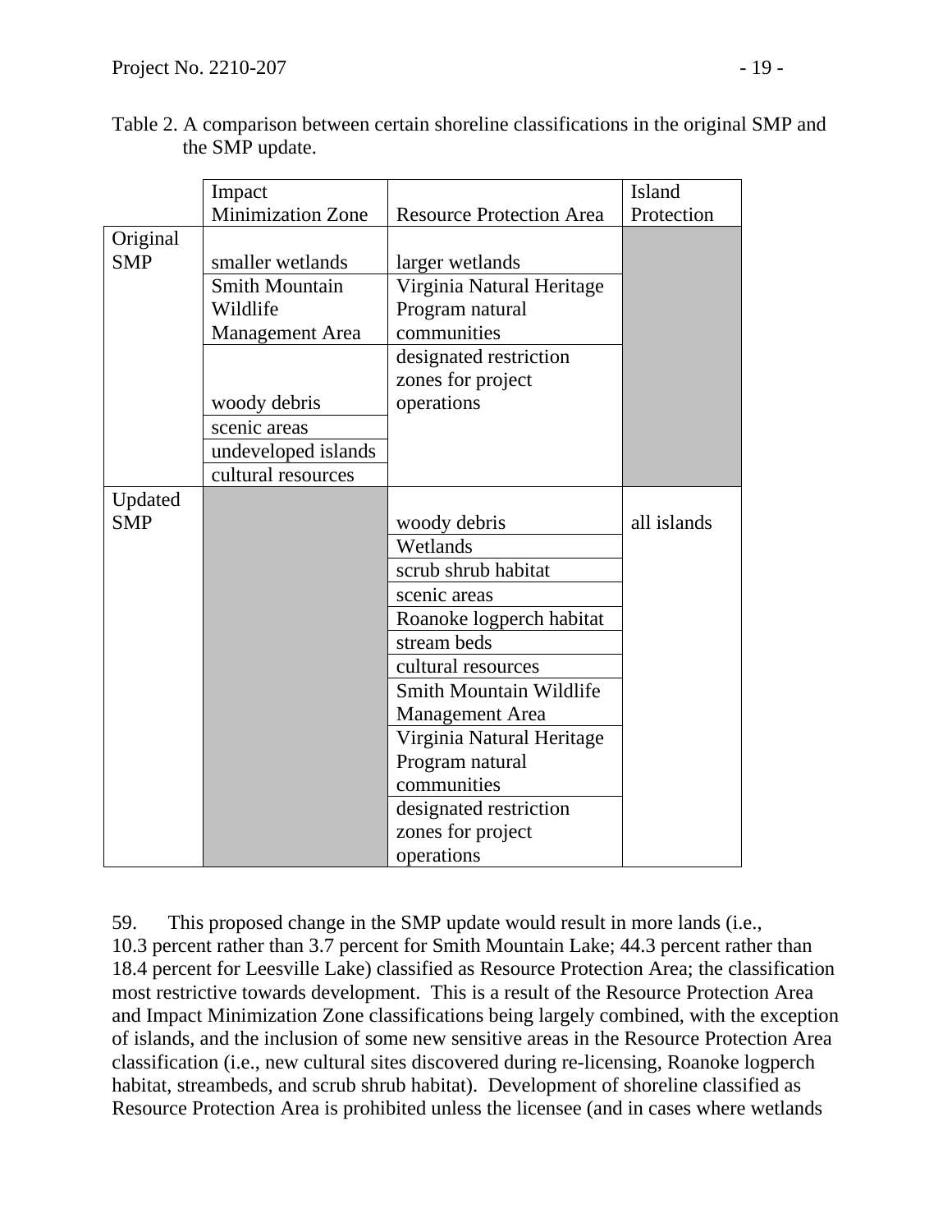Table 2. A comparison between certain shoreline classifications in the original SMP and the SMP update.

| | Impact Minimization Zone | Resource Protection Area | Island Protection |
|---|---|---|---|
| Original SMP | smaller wetlands | larger wetlands | |
| | Smith Mountain Wildlife Management Area | Virginia Natural Heritage Program natural communities | |
| | woody debris | designated restriction zones for project operations | |
| | scenic areas | | |
| | undeveloped islands | | |
| | cultural resources | | |
| Updated SMP | | woody debris | all islands |
| | | Wetlands | |
| | | scrub shrub habitat | |
| | | scenic areas | |
| | | Roanoke logperch habitat | |
| | | stream beds | |
| | | cultural resources | |
| | | Smith Mountain Wildlife Management Area | |
| | | Virginia Natural Heritage Program natural communities | |
| | | designated restriction zones for project operations | |

59. This proposed change in the SMP update would result in more lands (i.e., 10.3 percent rather than 3.7 percent for Smith Mountain Lake; 44.3 percent rather than 18.4 percent for Leesville Lake) classified as Resource Protection Area; the classification most restrictive towards development. This is a result of the Resource Protection Area and Impact Minimization Zone classifications being largely combined, with the exception of islands, and the inclusion of some new sensitive areas in the Resource Protection Area classification (i.e., new cultural sites discovered during re-licensing, Roanoke logperch habitat, streambeds, and scrub shrub habitat). Development of shoreline classified as Resource Protection Area is prohibited unless the licensee (and in cases where wetlands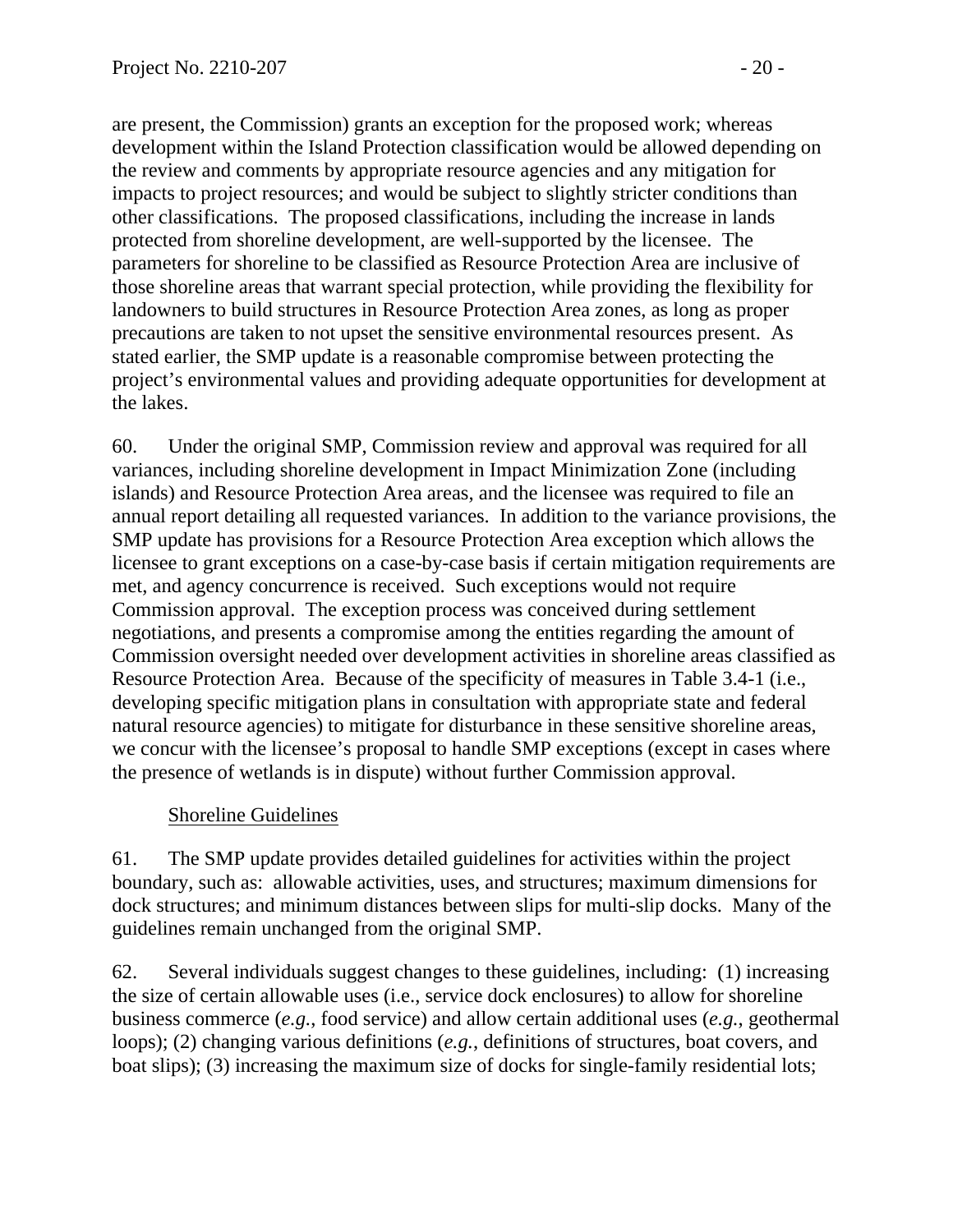are present, the Commission) grants an exception for the proposed work; whereas development within the Island Protection classification would be allowed depending on the review and comments by appropriate resource agencies and any mitigation for impacts to project resources; and would be subject to slightly stricter conditions than other classifications. The proposed classifications, including the increase in lands protected from shoreline development, are well-supported by the licensee. The parameters for shoreline to be classified as Resource Protection Area are inclusive of those shoreline areas that warrant special protection, while providing the flexibility for landowners to build structures in Resource Protection Area zones, as long as proper precautions are taken to not upset the sensitive environmental resources present. As stated earlier, the SMP update is a reasonable compromise between protecting the project's environmental values and providing adequate opportunities for development at the lakes.

60. Under the original SMP, Commission review and approval was required for all variances, including shoreline development in Impact Minimization Zone (including islands) and Resource Protection Area areas, and the licensee was required to file an annual report detailing all requested variances. In addition to the variance provisions, the SMP update has provisions for a Resource Protection Area exception which allows the licensee to grant exceptions on a case-by-case basis if certain mitigation requirements are met, and agency concurrence is received. Such exceptions would not require Commission approval. The exception process was conceived during settlement negotiations, and presents a compromise among the entities regarding the amount of Commission oversight needed over development activities in shoreline areas classified as Resource Protection Area. Because of the specificity of measures in Table 3.4-1 (i.e., developing specific mitigation plans in consultation with appropriate state and federal natural resource agencies) to mitigate for disturbance in these sensitive shoreline areas, we concur with the licensee's proposal to handle SMP exceptions (except in cases where the presence of wetlands is in dispute) without further Commission approval.

Shoreline Guidelines

61. The SMP update provides detailed guidelines for activities within the project boundary, such as: allowable activities, uses, and structures; maximum dimensions for dock structures; and minimum distances between slips for multi-slip docks. Many of the guidelines remain unchanged from the original SMP.

62. Several individuals suggest changes to these guidelines, including: (1) increasing the size of certain allowable uses (i.e., service dock enclosures) to allow for shoreline business commerce (*e.g.*, food service) and allow certain additional uses (*e.g.*, geothermal loops); (2) changing various definitions (*e.g.*, definitions of structures, boat covers, and boat slips); (3) increasing the maximum size of docks for single-family residential lots;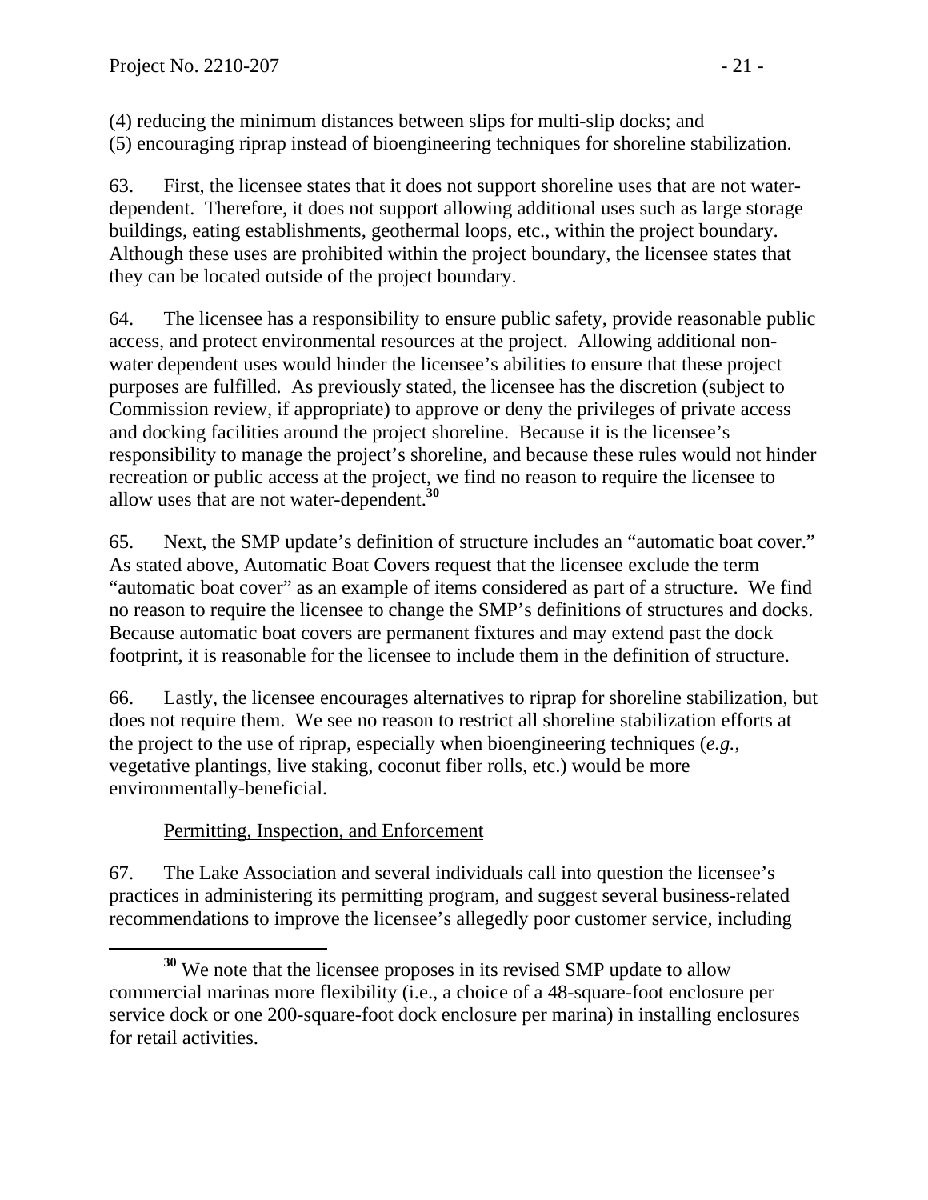(4) reducing the minimum distances between slips for multi-slip docks; and
(5) encouraging riprap instead of bioengineering techniques for shoreline stabilization.

63. First, the licensee states that it does not support shoreline uses that are not water-dependent. Therefore, it does not support allowing additional uses such as large storage buildings, eating establishments, geothermal loops, etc., within the project boundary. Although these uses are prohibited within the project boundary, the licensee states that they can be located outside of the project boundary.

64. The licensee has a responsibility to ensure public safety, provide reasonable public access, and protect environmental resources at the project. Allowing additional non-water dependent uses would hinder the licensee's abilities to ensure that these project purposes are fulfilled. As previously stated, the licensee has the discretion (subject to Commission review, if appropriate) to approve or deny the privileges of private access and docking facilities around the project shoreline. Because it is the licensee's responsibility to manage the project's shoreline, and because these rules would not hinder recreation or public access at the project, we find no reason to require the licensee to allow uses that are not water-dependent.[30]

65. Next, the SMP update's definition of structure includes an "automatic boat cover." As stated above, Automatic Boat Covers request that the licensee exclude the term "automatic boat cover" as an example of items considered as part of a structure. We find no reason to require the licensee to change the SMP's definitions of structures and docks. Because automatic boat covers are permanent fixtures and may extend past the dock footprint, it is reasonable for the licensee to include them in the definition of structure.

66. Lastly, the licensee encourages alternatives to riprap for shoreline stabilization, but does not require them. We see no reason to restrict all shoreline stabilization efforts at the project to the use of riprap, especially when bioengineering techniques (*e.g.*, vegetative plantings, live staking, coconut fiber rolls, etc.) would be more environmentally-beneficial.

Permitting, Inspection, and Enforcement

67. The Lake Association and several individuals call into question the licensee's practices in administering its permitting program, and suggest several business-related recommendations to improve the licensee's allegedly poor customer service, including

[30] We note that the licensee proposes in its revised SMP update to allow commercial marinas more flexibility (i.e., a choice of a 48-square-foot enclosure per service dock or one 200-square-foot dock enclosure per marina) in installing enclosures for retail activities.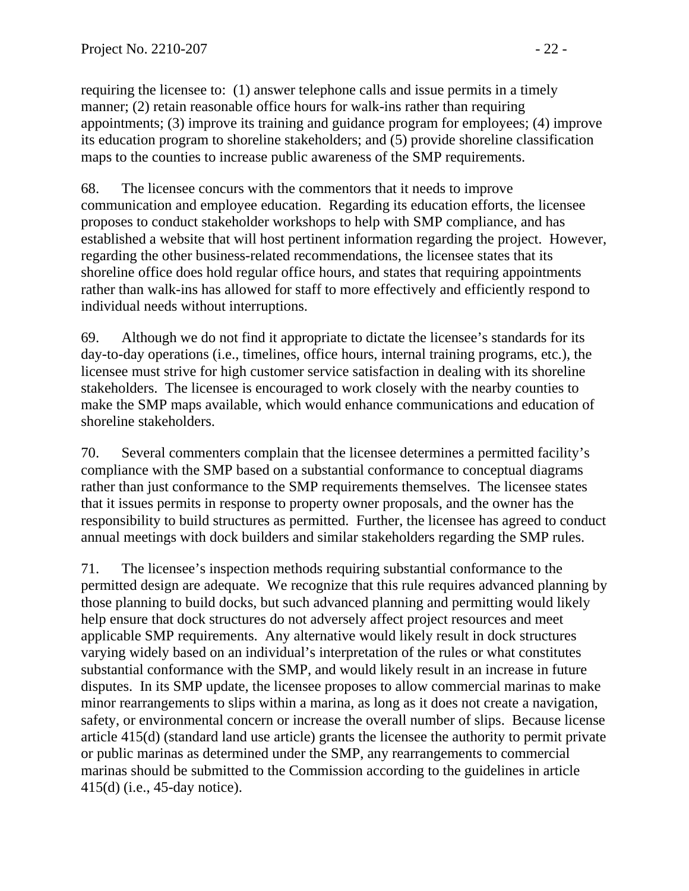requiring the licensee to: (1) answer telephone calls and issue permits in a timely manner; (2) retain reasonable office hours for walk-ins rather than requiring appointments; (3) improve its training and guidance program for employees; (4) improve its education program to shoreline stakeholders; and (5) provide shoreline classification maps to the counties to increase public awareness of the SMP requirements.

68. The licensee concurs with the commentors that it needs to improve communication and employee education. Regarding its education efforts, the licensee proposes to conduct stakeholder workshops to help with SMP compliance, and has established a website that will host pertinent information regarding the project. However, regarding the other business-related recommendations, the licensee states that its shoreline office does hold regular office hours, and states that requiring appointments rather than walk-ins has allowed for staff to more effectively and efficiently respond to individual needs without interruptions.

69. Although we do not find it appropriate to dictate the licensee's standards for its day-to-day operations (i.e., timelines, office hours, internal training programs, etc.), the licensee must strive for high customer service satisfaction in dealing with its shoreline stakeholders. The licensee is encouraged to work closely with the nearby counties to make the SMP maps available, which would enhance communications and education of shoreline stakeholders.

70. Several commenters complain that the licensee determines a permitted facility's compliance with the SMP based on a substantial conformance to conceptual diagrams rather than just conformance to the SMP requirements themselves. The licensee states that it issues permits in response to property owner proposals, and the owner has the responsibility to build structures as permitted. Further, the licensee has agreed to conduct annual meetings with dock builders and similar stakeholders regarding the SMP rules.

71. The licensee's inspection methods requiring substantial conformance to the permitted design are adequate. We recognize that this rule requires advanced planning by those planning to build docks, but such advanced planning and permitting would likely help ensure that dock structures do not adversely affect project resources and meet applicable SMP requirements. Any alternative would likely result in dock structures varying widely based on an individual's interpretation of the rules or what constitutes substantial conformance with the SMP, and would likely result in an increase in future disputes. In its SMP update, the licensee proposes to allow commercial marinas to make minor rearrangements to slips within a marina, as long as it does not create a navigation, safety, or environmental concern or increase the overall number of slips. Because license article 415(d) (standard land use article) grants the licensee the authority to permit private or public marinas as determined under the SMP, any rearrangements to commercial marinas should be submitted to the Commission according to the guidelines in article 415(d) (i.e., 45-day notice).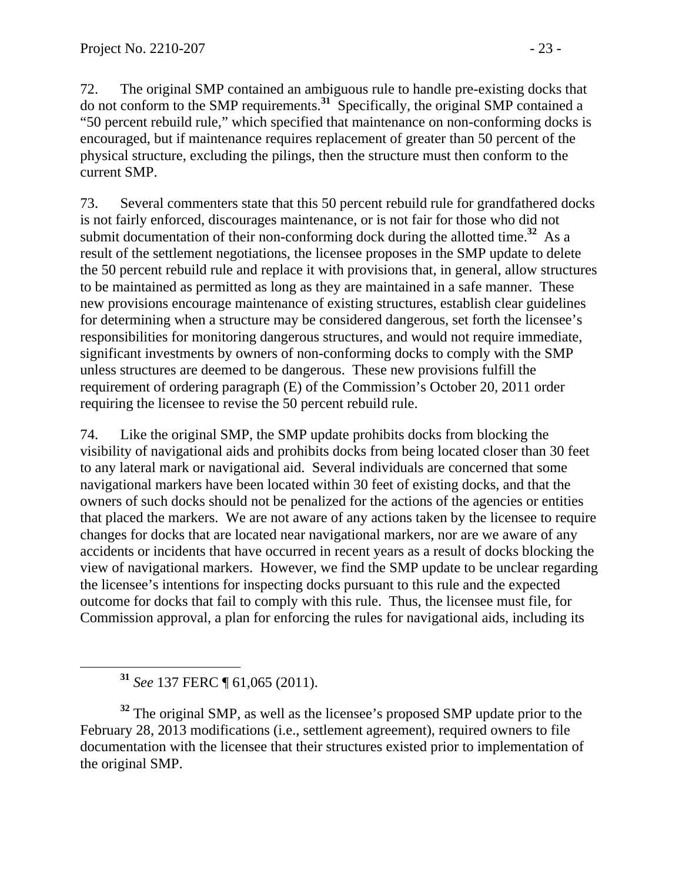72. The original SMP contained an ambiguous rule to handle pre-existing docks that do not conform to the SMP requirements.[31] Specifically, the original SMP contained a "50 percent rebuild rule," which specified that maintenance on non-conforming docks is encouraged, but if maintenance requires replacement of greater than 50 percent of the physical structure, excluding the pilings, then the structure must then conform to the current SMP.

73. Several commenters state that this 50 percent rebuild rule for grandfathered docks is not fairly enforced, discourages maintenance, or is not fair for those who did not submit documentation of their non-conforming dock during the allotted time.[32] As a result of the settlement negotiations, the licensee proposes in the SMP update to delete the 50 percent rebuild rule and replace it with provisions that, in general, allow structures to be maintained as permitted as long as they are maintained in a safe manner. These new provisions encourage maintenance of existing structures, establish clear guidelines for determining when a structure may be considered dangerous, set forth the licensee's responsibilities for monitoring dangerous structures, and would not require immediate, significant investments by owners of non-conforming docks to comply with the SMP unless structures are deemed to be dangerous. These new provisions fulfill the requirement of ordering paragraph (E) of the Commission's October 20, 2011 order requiring the licensee to revise the 50 percent rebuild rule.

74. Like the original SMP, the SMP update prohibits docks from blocking the visibility of navigational aids and prohibits docks from being located closer than 30 feet to any lateral mark or navigational aid. Several individuals are concerned that some navigational markers have been located within 30 feet of existing docks, and that the owners of such docks should not be penalized for the actions of the agencies or entities that placed the markers. We are not aware of any actions taken by the licensee to require changes for docks that are located near navigational markers, nor are we aware of any accidents or incidents that have occurred in recent years as a result of docks blocking the view of navigational markers. However, we find the SMP update to be unclear regarding the licensee's intentions for inspecting docks pursuant to this rule and the expected outcome for docks that fail to comply with this rule. Thus, the licensee must file, for Commission approval, a plan for enforcing the rules for navigational aids, including its

[31] *See* 137 FERC ¶ 61,065 (2011).

[32] The original SMP, as well as the licensee's proposed SMP update prior to the February 28, 2013 modifications (i.e., settlement agreement), required owners to file documentation with the licensee that their structures existed prior to implementation of the original SMP.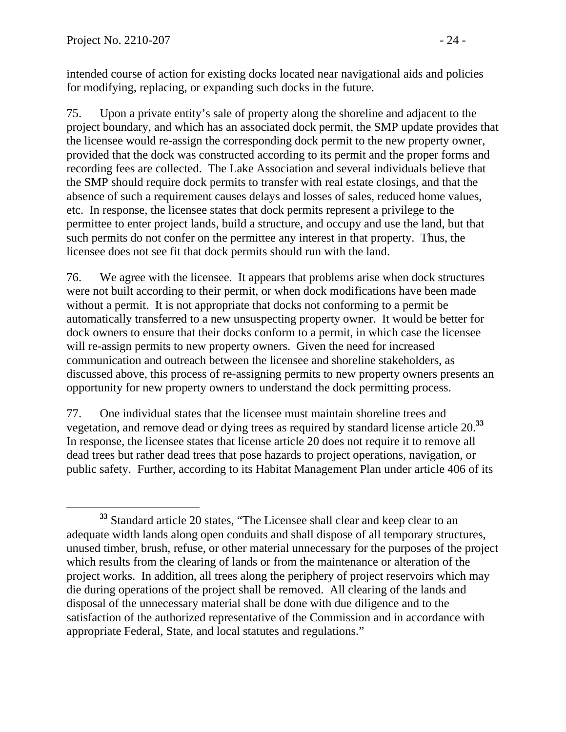intended course of action for existing docks located near navigational aids and policies for modifying, replacing, or expanding such docks in the future.

75. Upon a private entity's sale of property along the shoreline and adjacent to the project boundary, and which has an associated dock permit, the SMP update provides that the licensee would re-assign the corresponding dock permit to the new property owner, provided that the dock was constructed according to its permit and the proper forms and recording fees are collected. The Lake Association and several individuals believe that the SMP should require dock permits to transfer with real estate closings, and that the absence of such a requirement causes delays and losses of sales, reduced home values, etc. In response, the licensee states that dock permits represent a privilege to the permittee to enter project lands, build a structure, and occupy and use the land, but that such permits do not confer on the permittee any interest in that property. Thus, the licensee does not see fit that dock permits should run with the land.

76. We agree with the licensee. It appears that problems arise when dock structures were not built according to their permit, or when dock modifications have been made without a permit. It is not appropriate that docks not conforming to a permit be automatically transferred to a new unsuspecting property owner. It would be better for dock owners to ensure that their docks conform to a permit, in which case the licensee will re-assign permits to new property owners. Given the need for increased communication and outreach between the licensee and shoreline stakeholders, as discussed above, this process of re-assigning permits to new property owners presents an opportunity for new property owners to understand the dock permitting process.

77. One individual states that the licensee must maintain shoreline trees and vegetation, and remove dead or dying trees as required by standard license article 20.[33] In response, the licensee states that license article 20 does not require it to remove all dead trees but rather dead trees that pose hazards to project operations, navigation, or public safety. Further, according to its Habitat Management Plan under article 406 of its

[33] Standard article 20 states, "The Licensee shall clear and keep clear to an adequate width lands along open conduits and shall dispose of all temporary structures, unused timber, brush, refuse, or other material unnecessary for the purposes of the project which results from the clearing of lands or from the maintenance or alteration of the project works. In addition, all trees along the periphery of project reservoirs which may die during operations of the project shall be removed. All clearing of the lands and disposal of the unnecessary material shall be done with due diligence and to the satisfaction of the authorized representative of the Commission and in accordance with appropriate Federal, State, and local statutes and regulations."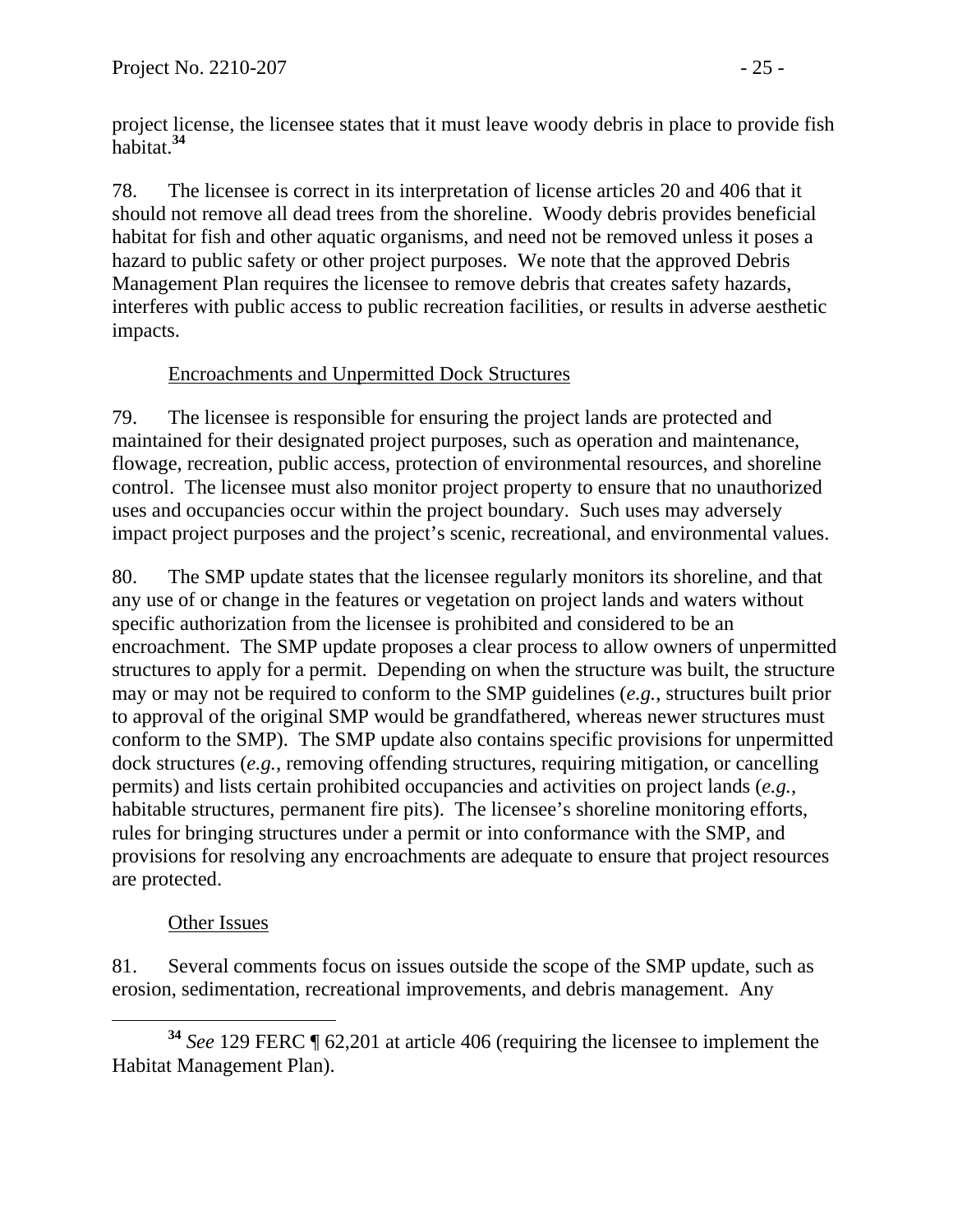project license, the licensee states that it must leave woody debris in place to provide fish habitat.[34]

78. The licensee is correct in its interpretation of license articles 20 and 406 that it should not remove all dead trees from the shoreline. Woody debris provides beneficial habitat for fish and other aquatic organisms, and need not be removed unless it poses a hazard to public safety or other project purposes. We note that the approved Debris Management Plan requires the licensee to remove debris that creates safety hazards, interferes with public access to public recreation facilities, or results in adverse aesthetic impacts.

Encroachments and Unpermitted Dock Structures

79. The licensee is responsible for ensuring the project lands are protected and maintained for their designated project purposes, such as operation and maintenance, flowage, recreation, public access, protection of environmental resources, and shoreline control. The licensee must also monitor project property to ensure that no unauthorized uses and occupancies occur within the project boundary. Such uses may adversely impact project purposes and the project's scenic, recreational, and environmental values.

80. The SMP update states that the licensee regularly monitors its shoreline, and that any use of or change in the features or vegetation on project lands and waters without specific authorization from the licensee is prohibited and considered to be an encroachment. The SMP update proposes a clear process to allow owners of unpermitted structures to apply for a permit. Depending on when the structure was built, the structure may or may not be required to conform to the SMP guidelines (*e.g.*, structures built prior to approval of the original SMP would be grandfathered, whereas newer structures must conform to the SMP). The SMP update also contains specific provisions for unpermitted dock structures (*e.g.*, removing offending structures, requiring mitigation, or cancelling permits) and lists certain prohibited occupancies and activities on project lands (*e.g.*, habitable structures, permanent fire pits). The licensee's shoreline monitoring efforts, rules for bringing structures under a permit or into conformance with the SMP, and provisions for resolving any encroachments are adequate to ensure that project resources are protected.

Other Issues

81. Several comments focus on issues outside the scope of the SMP update, such as erosion, sedimentation, recreational improvements, and debris management. Any

---

[34] *See* 129 FERC ¶ 62,201 at article 406 (requiring the licensee to implement the Habitat Management Plan).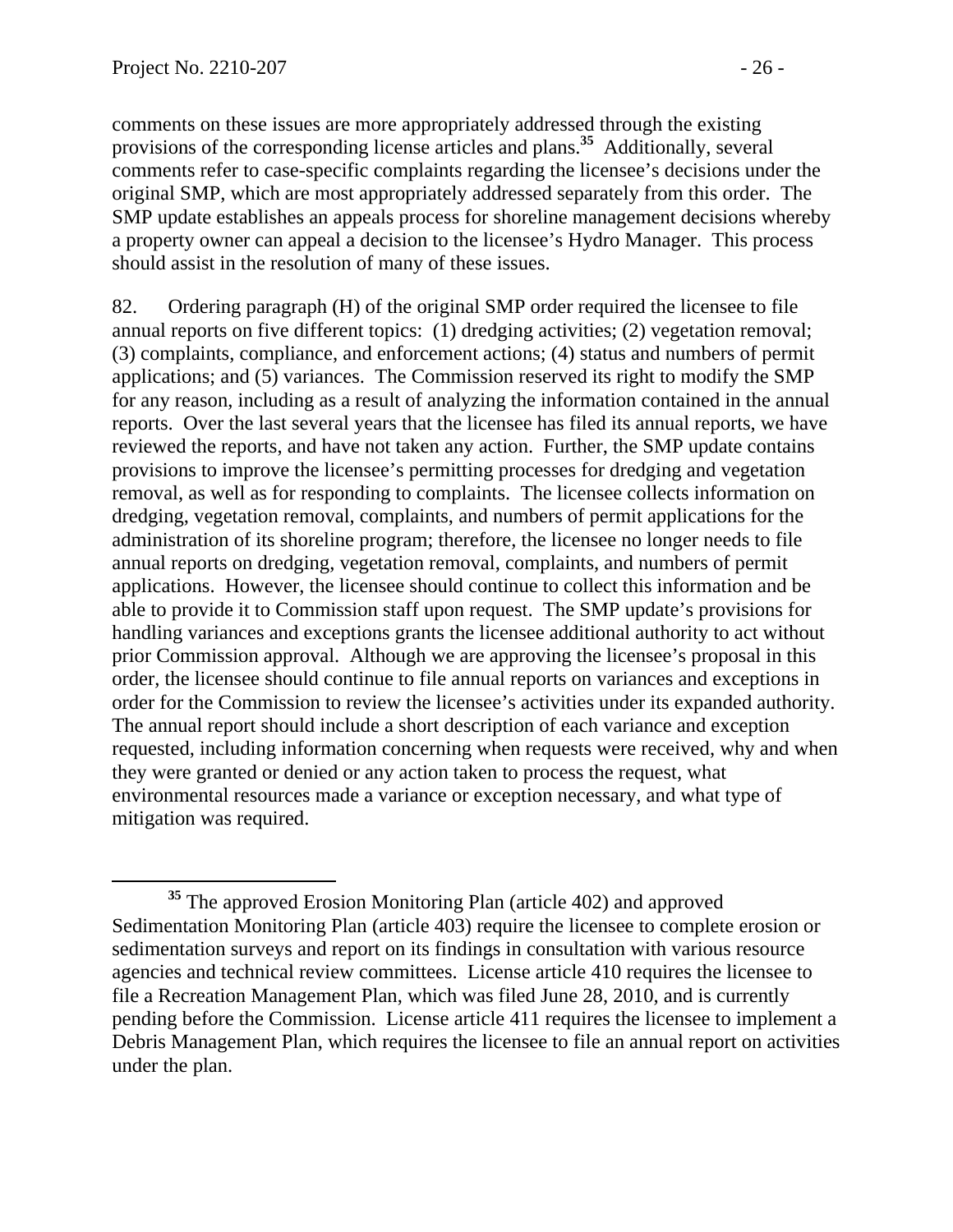comments on these issues are more appropriately addressed through the existing provisions of the corresponding license articles and plans.[35] Additionally, several comments refer to case-specific complaints regarding the licensee's decisions under the original SMP, which are most appropriately addressed separately from this order. The SMP update establishes an appeals process for shoreline management decisions whereby a property owner can appeal a decision to the licensee's Hydro Manager. This process should assist in the resolution of many of these issues.

82. Ordering paragraph (H) of the original SMP order required the licensee to file annual reports on five different topics: (1) dredging activities; (2) vegetation removal; (3) complaints, compliance, and enforcement actions; (4) status and numbers of permit applications; and (5) variances. The Commission reserved its right to modify the SMP for any reason, including as a result of analyzing the information contained in the annual reports. Over the last several years that the licensee has filed its annual reports, we have reviewed the reports, and have not taken any action. Further, the SMP update contains provisions to improve the licensee's permitting processes for dredging and vegetation removal, as well as for responding to complaints. The licensee collects information on dredging, vegetation removal, complaints, and numbers of permit applications for the administration of its shoreline program; therefore, the licensee no longer needs to file annual reports on dredging, vegetation removal, complaints, and numbers of permit applications. However, the licensee should continue to collect this information and be able to provide it to Commission staff upon request. The SMP update's provisions for handling variances and exceptions grants the licensee additional authority to act without prior Commission approval. Although we are approving the licensee's proposal in this order, the licensee should continue to file annual reports on variances and exceptions in order for the Commission to review the licensee's activities under its expanded authority. The annual report should include a short description of each variance and exception requested, including information concerning when requests were received, why and when they were granted or denied or any action taken to process the request, what environmental resources made a variance or exception necessary, and what type of mitigation was required.

[35] The approved Erosion Monitoring Plan (article 402) and approved Sedimentation Monitoring Plan (article 403) require the licensee to complete erosion or sedimentation surveys and report on its findings in consultation with various resource agencies and technical review committees. License article 410 requires the licensee to file a Recreation Management Plan, which was filed June 28, 2010, and is currently pending before the Commission. License article 411 requires the licensee to implement a Debris Management Plan, which requires the licensee to file an annual report on activities under the plan.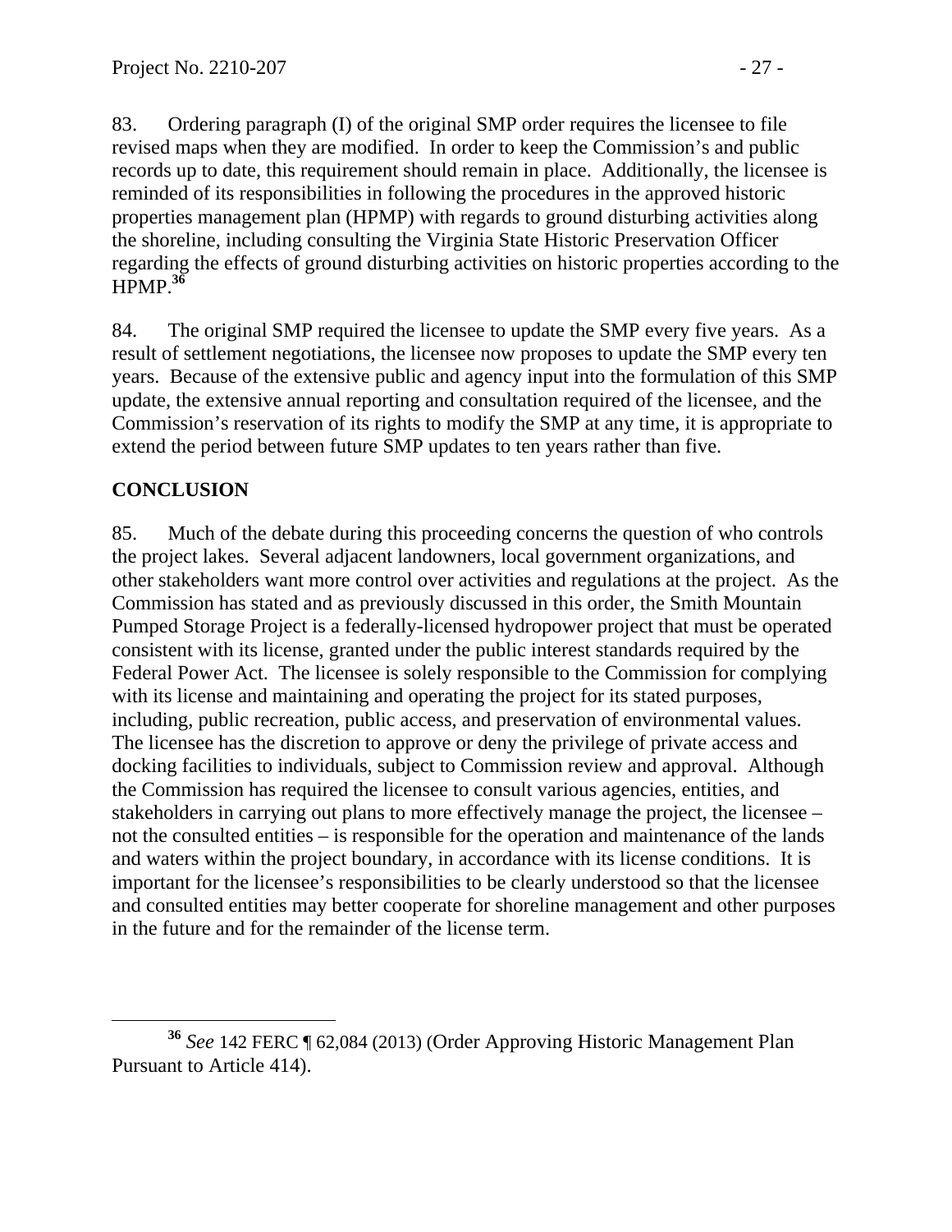83. Ordering paragraph (I) of the original SMP order requires the licensee to file revised maps when they are modified. In order to keep the Commission's and public records up to date, this requirement should remain in place. Additionally, the licensee is reminded of its responsibilities in following the procedures in the approved historic properties management plan (HPMP) with regards to ground disturbing activities along the shoreline, including consulting the Virginia State Historic Preservation Officer regarding the effects of ground disturbing activities on historic properties according to the HPMP.[36]

84. The original SMP required the licensee to update the SMP every five years. As a result of settlement negotiations, the licensee now proposes to update the SMP every ten years. Because of the extensive public and agency input into the formulation of this SMP update, the extensive annual reporting and consultation required of the licensee, and the Commission's reservation of its rights to modify the SMP at any time, it is appropriate to extend the period between future SMP updates to ten years rather than five.

## CONCLUSION

85. Much of the debate during this proceeding concerns the question of who controls the project lakes. Several adjacent landowners, local government organizations, and other stakeholders want more control over activities and regulations at the project. As the Commission has stated and as previously discussed in this order, the Smith Mountain Pumped Storage Project is a federally-licensed hydropower project that must be operated consistent with its license, granted under the public interest standards required by the Federal Power Act. The licensee is solely responsible to the Commission for complying with its license and maintaining and operating the project for its stated purposes, including, public recreation, public access, and preservation of environmental values. The licensee has the discretion to approve or deny the privilege of private access and docking facilities to individuals, subject to Commission review and approval. Although the Commission has required the licensee to consult various agencies, entities, and stakeholders in carrying out plans to more effectively manage the project, the licensee – not the consulted entities – is responsible for the operation and maintenance of the lands and waters within the project boundary, in accordance with its license conditions. It is important for the licensee's responsibilities to be clearly understood so that the licensee and consulted entities may better cooperate for shoreline management and other purposes in the future and for the remainder of the license term.

---

[36] *See* 142 FERC ¶ 62,084 (2013) (Order Approving Historic Management Plan Pursuant to Article 414).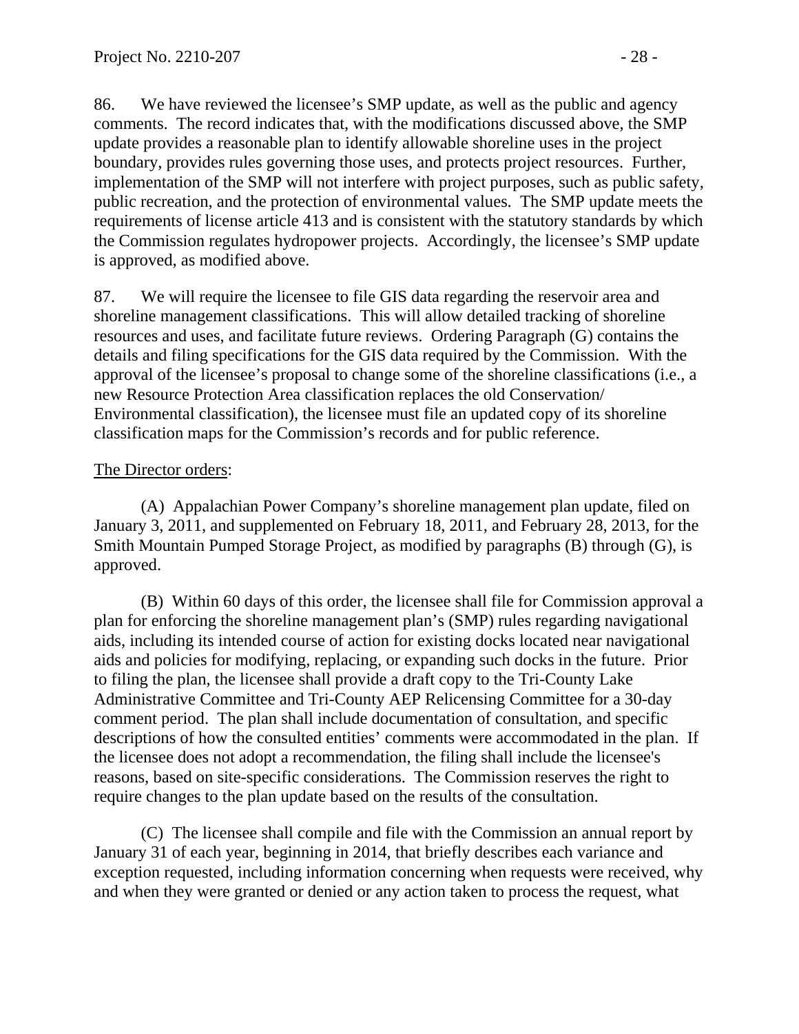86. We have reviewed the licensee's SMP update, as well as the public and agency comments. The record indicates that, with the modifications discussed above, the SMP update provides a reasonable plan to identify allowable shoreline uses in the project boundary, provides rules governing those uses, and protects project resources. Further, implementation of the SMP will not interfere with project purposes, such as public safety, public recreation, and the protection of environmental values. The SMP update meets the requirements of license article 413 and is consistent with the statutory standards by which the Commission regulates hydropower projects. Accordingly, the licensee's SMP update is approved, as modified above.

87. We will require the licensee to file GIS data regarding the reservoir area and shoreline management classifications. This will allow detailed tracking of shoreline resources and uses, and facilitate future reviews. Ordering Paragraph (G) contains the details and filing specifications for the GIS data required by the Commission. With the approval of the licensee's proposal to change some of the shoreline classifications (i.e., a new Resource Protection Area classification replaces the old Conservation/ Environmental classification), the licensee must file an updated copy of its shoreline classification maps for the Commission's records and for public reference.

The Director orders:

(A) Appalachian Power Company's shoreline management plan update, filed on January 3, 2011, and supplemented on February 18, 2011, and February 28, 2013, for the Smith Mountain Pumped Storage Project, as modified by paragraphs (B) through (G), is approved.

(B) Within 60 days of this order, the licensee shall file for Commission approval a plan for enforcing the shoreline management plan's (SMP) rules regarding navigational aids, including its intended course of action for existing docks located near navigational aids and policies for modifying, replacing, or expanding such docks in the future. Prior to filing the plan, the licensee shall provide a draft copy to the Tri-County Lake Administrative Committee and Tri-County AEP Relicensing Committee for a 30-day comment period. The plan shall include documentation of consultation, and specific descriptions of how the consulted entities' comments were accommodated in the plan. If the licensee does not adopt a recommendation, the filing shall include the licensee's reasons, based on site-specific considerations. The Commission reserves the right to require changes to the plan update based on the results of the consultation.

(C) The licensee shall compile and file with the Commission an annual report by January 31 of each year, beginning in 2014, that briefly describes each variance and exception requested, including information concerning when requests were received, why and when they were granted or denied or any action taken to process the request, what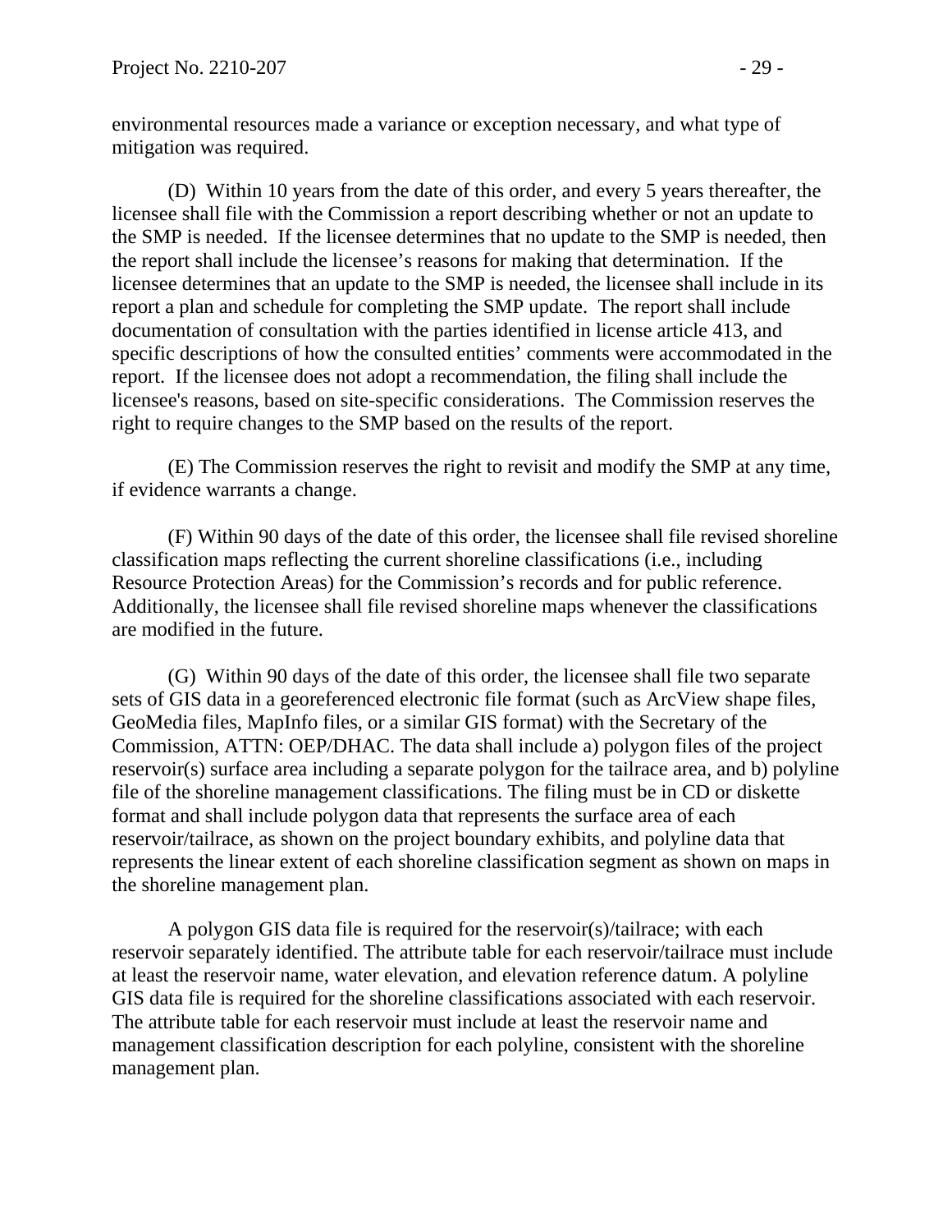environmental resources made a variance or exception necessary, and what type of mitigation was required.

(D) Within 10 years from the date of this order, and every 5 years thereafter, the licensee shall file with the Commission a report describing whether or not an update to the SMP is needed. If the licensee determines that no update to the SMP is needed, then the report shall include the licensee's reasons for making that determination. If the licensee determines that an update to the SMP is needed, the licensee shall include in its report a plan and schedule for completing the SMP update. The report shall include documentation of consultation with the parties identified in license article 413, and specific descriptions of how the consulted entities' comments were accommodated in the report. If the licensee does not adopt a recommendation, the filing shall include the licensee's reasons, based on site-specific considerations. The Commission reserves the right to require changes to the SMP based on the results of the report.

(E) The Commission reserves the right to revisit and modify the SMP at any time, if evidence warrants a change.

(F) Within 90 days of the date of this order, the licensee shall file revised shoreline classification maps reflecting the current shoreline classifications (i.e., including Resource Protection Areas) for the Commission's records and for public reference. Additionally, the licensee shall file revised shoreline maps whenever the classifications are modified in the future.

(G) Within 90 days of the date of this order, the licensee shall file two separate sets of GIS data in a georeferenced electronic file format (such as ArcView shape files, GeoMedia files, MapInfo files, or a similar GIS format) with the Secretary of the Commission, ATTN: OEP/DHAC. The data shall include a) polygon files of the project reservoir(s) surface area including a separate polygon for the tailrace area, and b) polyline file of the shoreline management classifications. The filing must be in CD or diskette format and shall include polygon data that represents the surface area of each reservoir/tailrace, as shown on the project boundary exhibits, and polyline data that represents the linear extent of each shoreline classification segment as shown on maps in the shoreline management plan.

A polygon GIS data file is required for the reservoir(s)/tailrace; with each reservoir separately identified. The attribute table for each reservoir/tailrace must include at least the reservoir name, water elevation, and elevation reference datum. A polyline GIS data file is required for the shoreline classifications associated with each reservoir. The attribute table for each reservoir must include at least the reservoir name and management classification description for each polyline, consistent with the shoreline management plan.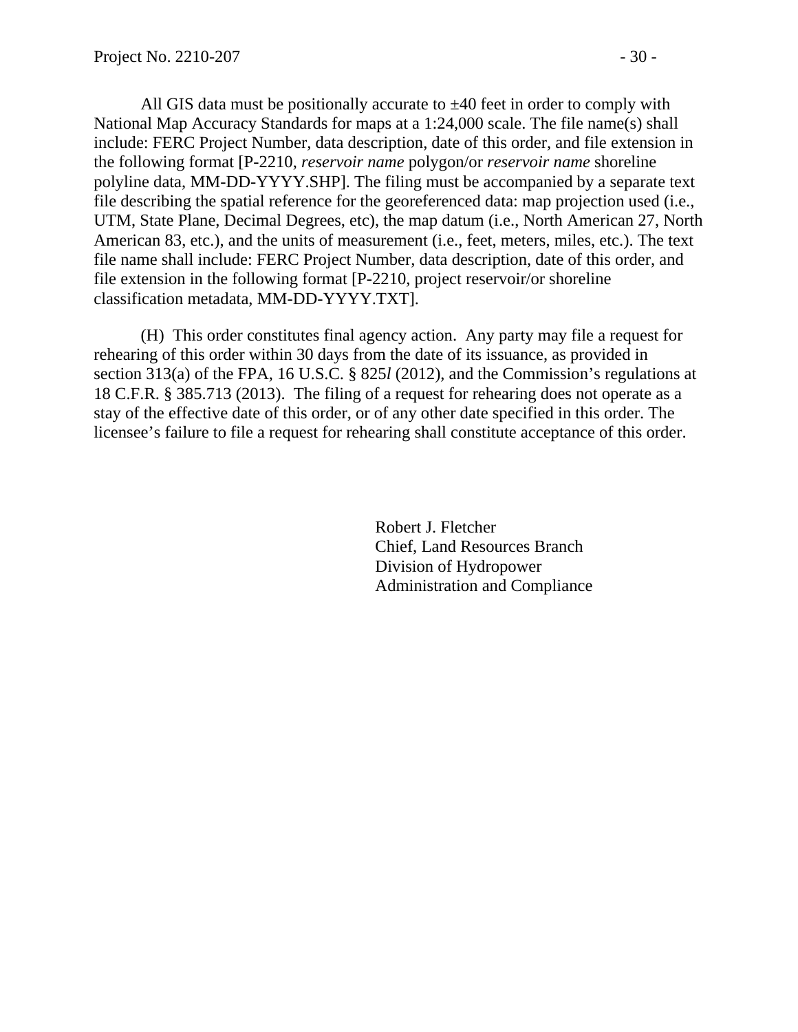All GIS data must be positionally accurate to ±40 feet in order to comply with National Map Accuracy Standards for maps at a 1:24,000 scale. The file name(s) shall include: FERC Project Number, data description, date of this order, and file extension in the following format [P-2210, *reservoir name* polygon/or *reservoir name* shoreline polyline data, MM-DD-YYYY.SHP]. The filing must be accompanied by a separate text file describing the spatial reference for the georeferenced data: map projection used (i.e., UTM, State Plane, Decimal Degrees, etc), the map datum (i.e., North American 27, North American 83, etc.), and the units of measurement (i.e., feet, meters, miles, etc.). The text file name shall include: FERC Project Number, data description, date of this order, and file extension in the following format [P-2210, project reservoir/or shoreline classification metadata, MM-DD-YYYY.TXT].

(H) This order constitutes final agency action. Any party may file a request for rehearing of this order within 30 days from the date of its issuance, as provided in section 313(a) of the FPA, 16 U.S.C. § 825*l* (2012), and the Commission's regulations at 18 C.F.R. § 385.713 (2013). The filing of a request for rehearing does not operate as a stay of the effective date of this order, or of any other date specified in this order. The licensee's failure to file a request for rehearing shall constitute acceptance of this order.

Robert J. Fletcher
Chief, Land Resources Branch
Division of Hydropower
Administration and Compliance